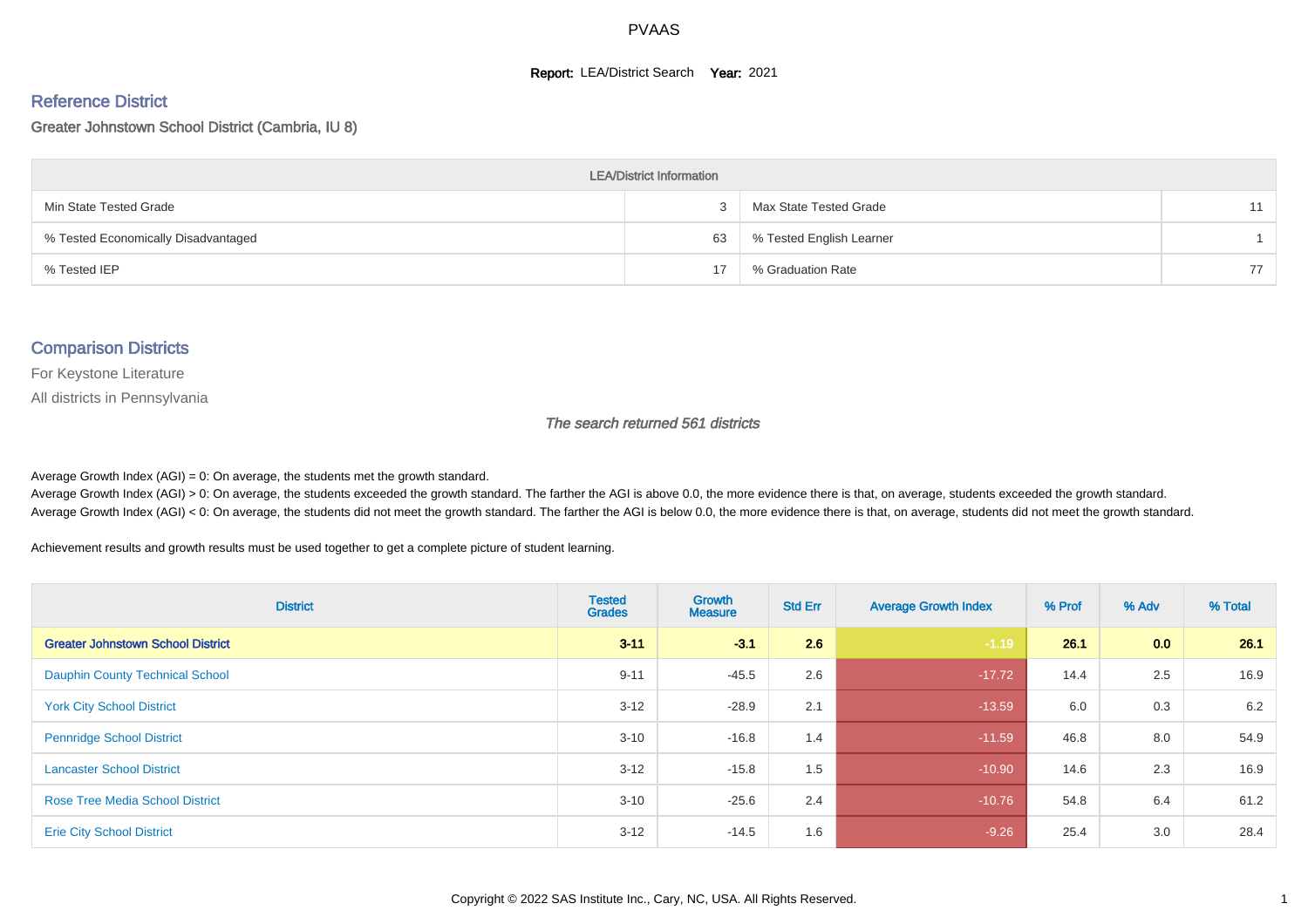# PVAAS

**Report:** LEA/District Search **Year:** 2021

## Reference District

Greater Johnstown School District (Cambria, IU 8)

| LEA/District Information | | | |
|---|---|---|---|
| Min State Tested Grade | 3 | Max State Tested Grade | 11 |
| % Tested Economically Disadvantaged | 63 | % Tested English Learner | 1 |
| % Tested IEP | 17 | % Graduation Rate | 77 |

## Comparison Districts

For Keystone Literature

All districts in Pennsylvania

*The search returned 561 districts*

Average Growth Index (AGI) = 0: On average, the students met the growth standard.

Average Growth Index (AGI) > 0: On average, the students exceeded the growth standard. The farther the AGI is above 0.0, the more evidence there is that, on average, students exceeded the growth standard.

Average Growth Index (AGI) < 0: On average, the students did not meet the growth standard. The farther the AGI is below 0.0, the more evidence there is that, on average, students did not meet the growth standard.

Achievement results and growth results must be used together to get a complete picture of student learning.

| District | Tested Grades | Growth Measure | Std Err | Average Growth Index | % Prof | % Adv | % Total |
|---|---|---|---|---|---|---|---|
| **Greater Johnstown School District** | **3-11** | **-3.1** | **2.6** | **-1.19** | **26.1** | **0.0** | **26.1** |
| Dauphin County Technical School | 9-11 | -45.5 | 2.6 | -17.72 | 14.4 | 2.5 | 16.9 |
| York City School District | 3-12 | -28.9 | 2.1 | -13.59 | 6.0 | 0.3 | 6.2 |
| Pennridge School District | 3-10 | -16.8 | 1.4 | -11.59 | 46.8 | 8.0 | 54.9 |
| Lancaster School District | 3-12 | -15.8 | 1.5 | -10.90 | 14.6 | 2.3 | 16.9 |
| Rose Tree Media School District | 3-10 | -25.6 | 2.4 | -10.76 | 54.8 | 6.4 | 61.2 |
| Erie City School District | 3-12 | -14.5 | 1.6 | -9.26 | 25.4 | 3.0 | 28.4 |

Copyright © 2022 SAS Institute Inc., Cary, NC, USA. All Rights Reserved.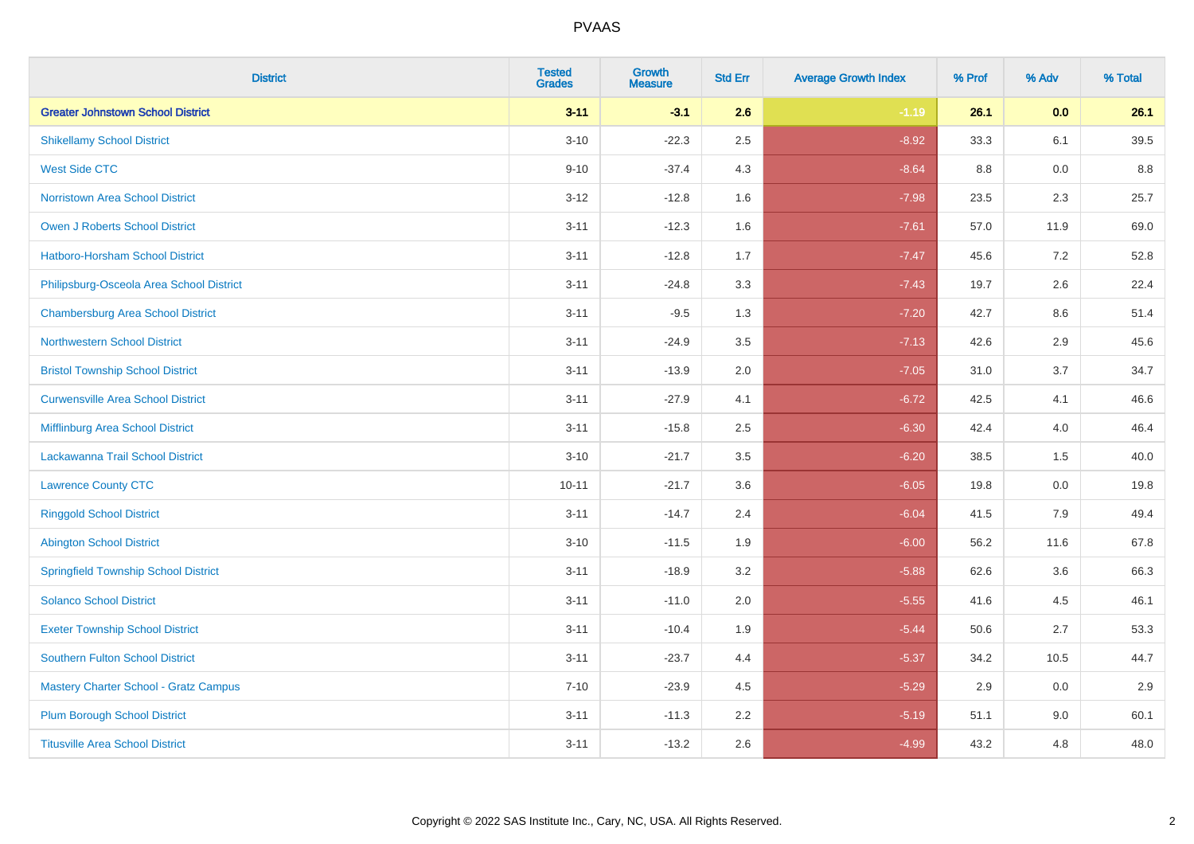| District | Tested Grades | Growth Measure | Std Err | Average Growth Index | % Prof | % Adv | % Total |
|---|---|---|---|---|---|---|---|
| **Greater Johnstown School District** | **3-11** | **-3.1** | **2.6** | **-1.19** | **26.1** | **0.0** | **26.1** |
| Shikellamy School District | 3-10 | -22.3 | 2.5 | -8.92 | 33.3 | 6.1 | 39.5 |
| West Side CTC | 9-10 | -37.4 | 4.3 | -8.64 | 8.8 | 0.0 | 8.8 |
| Norristown Area School District | 3-12 | -12.8 | 1.6 | -7.98 | 23.5 | 2.3 | 25.7 |
| Owen J Roberts School District | 3-11 | -12.3 | 1.6 | -7.61 | 57.0 | 11.9 | 69.0 |
| Hatboro-Horsham School District | 3-11 | -12.8 | 1.7 | -7.47 | 45.6 | 7.2 | 52.8 |
| Philipsburg-Osceola Area School District | 3-11 | -24.8 | 3.3 | -7.43 | 19.7 | 2.6 | 22.4 |
| Chambersburg Area School District | 3-11 | -9.5 | 1.3 | -7.20 | 42.7 | 8.6 | 51.4 |
| Northwestern School District | 3-11 | -24.9 | 3.5 | -7.13 | 42.6 | 2.9 | 45.6 |
| Bristol Township School District | 3-11 | -13.9 | 2.0 | -7.05 | 31.0 | 3.7 | 34.7 |
| Curwensville Area School District | 3-11 | -27.9 | 4.1 | -6.72 | 42.5 | 4.1 | 46.6 |
| Mifflinburg Area School District | 3-11 | -15.8 | 2.5 | -6.30 | 42.4 | 4.0 | 46.4 |
| Lackawanna Trail School District | 3-10 | -21.7 | 3.5 | -6.20 | 38.5 | 1.5 | 40.0 |
| Lawrence County CTC | 10-11 | -21.7 | 3.6 | -6.05 | 19.8 | 0.0 | 19.8 |
| Ringgold School District | 3-11 | -14.7 | 2.4 | -6.04 | 41.5 | 7.9 | 49.4 |
| Abington School District | 3-10 | -11.5 | 1.9 | -6.00 | 56.2 | 11.6 | 67.8 |
| Springfield Township School District | 3-11 | -18.9 | 3.2 | -5.88 | 62.6 | 3.6 | 66.3 |
| Solanco School District | 3-11 | -11.0 | 2.0 | -5.55 | 41.6 | 4.5 | 46.1 |
| Exeter Township School District | 3-11 | -10.4 | 1.9 | -5.44 | 50.6 | 2.7 | 53.3 |
| Southern Fulton School District | 3-11 | -23.7 | 4.4 | -5.37 | 34.2 | 10.5 | 44.7 |
| Mastery Charter School - Gratz Campus | 7-10 | -23.9 | 4.5 | -5.29 | 2.9 | 0.0 | 2.9 |
| Plum Borough School District | 3-11 | -11.3 | 2.2 | -5.19 | 51.1 | 9.0 | 60.1 |
| Titusville Area School District | 3-11 | -13.2 | 2.6 | -4.99 | 43.2 | 4.8 | 48.0 |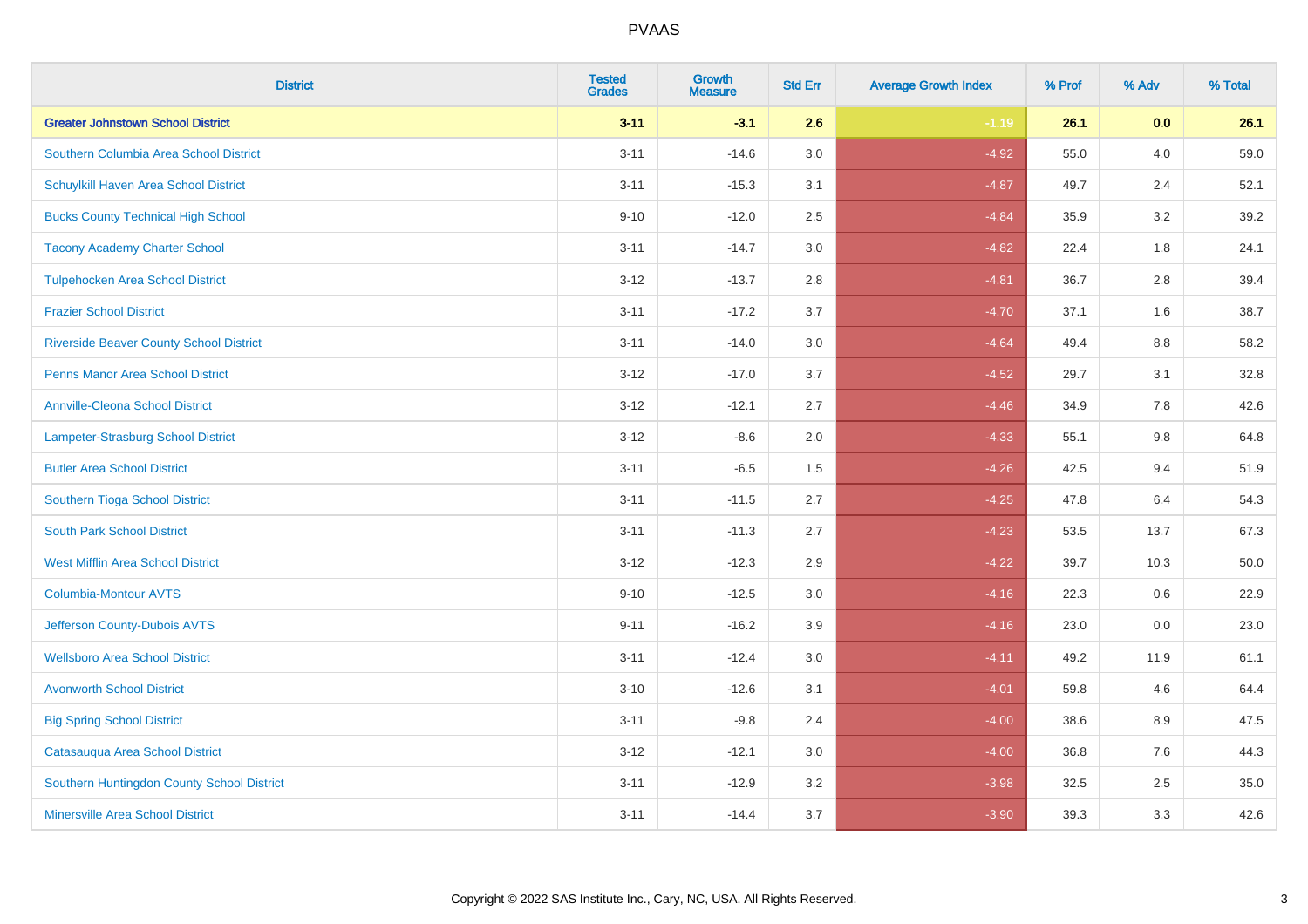PVAAS

| District | Tested Grades | Growth Measure | Std Err | Average Growth Index | % Prof | % Adv | % Total |
|---|---|---|---|---|---|---|---|
| **Greater Johnstown School District** | **3-11** | **-3.1** | **2.6** | **-1.19** | **26.1** | **0.0** | **26.1** |
| Southern Columbia Area School District | 3-11 | -14.6 | 3.0 | -4.92 | 55.0 | 4.0 | 59.0 |
| Schuylkill Haven Area School District | 3-11 | -15.3 | 3.1 | -4.87 | 49.7 | 2.4 | 52.1 |
| Bucks County Technical High School | 9-10 | -12.0 | 2.5 | -4.84 | 35.9 | 3.2 | 39.2 |
| Tacony Academy Charter School | 3-11 | -14.7 | 3.0 | -4.82 | 22.4 | 1.8 | 24.1 |
| Tulpehocken Area School District | 3-12 | -13.7 | 2.8 | -4.81 | 36.7 | 2.8 | 39.4 |
| Frazier School District | 3-11 | -17.2 | 3.7 | -4.70 | 37.1 | 1.6 | 38.7 |
| Riverside Beaver County School District | 3-11 | -14.0 | 3.0 | -4.64 | 49.4 | 8.8 | 58.2 |
| Penns Manor Area School District | 3-12 | -17.0 | 3.7 | -4.52 | 29.7 | 3.1 | 32.8 |
| Annville-Cleona School District | 3-12 | -12.1 | 2.7 | -4.46 | 34.9 | 7.8 | 42.6 |
| Lampeter-Strasburg School District | 3-12 | -8.6 | 2.0 | -4.33 | 55.1 | 9.8 | 64.8 |
| Butler Area School District | 3-11 | -6.5 | 1.5 | -4.26 | 42.5 | 9.4 | 51.9 |
| Southern Tioga School District | 3-11 | -11.5 | 2.7 | -4.25 | 47.8 | 6.4 | 54.3 |
| South Park School District | 3-11 | -11.3 | 2.7 | -4.23 | 53.5 | 13.7 | 67.3 |
| West Mifflin Area School District | 3-12 | -12.3 | 2.9 | -4.22 | 39.7 | 10.3 | 50.0 |
| Columbia-Montour AVTS | 9-10 | -12.5 | 3.0 | -4.16 | 22.3 | 0.6 | 22.9 |
| Jefferson County-Dubois AVTS | 9-11 | -16.2 | 3.9 | -4.16 | 23.0 | 0.0 | 23.0 |
| Wellsboro Area School District | 3-11 | -12.4 | 3.0 | -4.11 | 49.2 | 11.9 | 61.1 |
| Avonworth School District | 3-10 | -12.6 | 3.1 | -4.01 | 59.8 | 4.6 | 64.4 |
| Big Spring School District | 3-11 | -9.8 | 2.4 | -4.00 | 38.6 | 8.9 | 47.5 |
| Catasauqua Area School District | 3-12 | -12.1 | 3.0 | -4.00 | 36.8 | 7.6 | 44.3 |
| Southern Huntingdon County School District | 3-11 | -12.9 | 3.2 | -3.98 | 32.5 | 2.5 | 35.0 |
| Minersville Area School District | 3-11 | -14.4 | 3.7 | -3.90 | 39.3 | 3.3 | 42.6 |

Copyright © 2022 SAS Institute Inc., Cary, NC, USA. All Rights Reserved.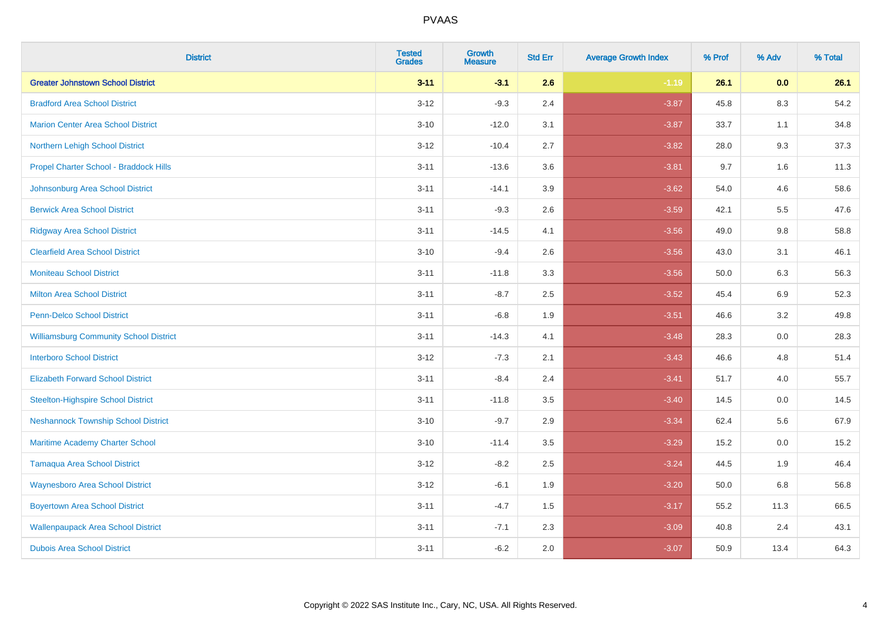# PVAAS

| District | Tested Grades | Growth Measure | Std Err | Average Growth Index | % Prof | % Adv | % Total |
|---|---|---|---|---|---|---|---|
| **Greater Johnstown School District** | **3-11** | **-3.1** | **2.6** | **-1.19** | **26.1** | **0.0** | **26.1** |
| Bradford Area School District | 3-12 | -9.3 | 2.4 | -3.87 | 45.8 | 8.3 | 54.2 |
| Marion Center Area School District | 3-10 | -12.0 | 3.1 | -3.87 | 33.7 | 1.1 | 34.8 |
| Northern Lehigh School District | 3-12 | -10.4 | 2.7 | -3.82 | 28.0 | 9.3 | 37.3 |
| Propel Charter School - Braddock Hills | 3-11 | -13.6 | 3.6 | -3.81 | 9.7 | 1.6 | 11.3 |
| Johnsonburg Area School District | 3-11 | -14.1 | 3.9 | -3.62 | 54.0 | 4.6 | 58.6 |
| Berwick Area School District | 3-11 | -9.3 | 2.6 | -3.59 | 42.1 | 5.5 | 47.6 |
| Ridgway Area School District | 3-11 | -14.5 | 4.1 | -3.56 | 49.0 | 9.8 | 58.8 |
| Clearfield Area School District | 3-10 | -9.4 | 2.6 | -3.56 | 43.0 | 3.1 | 46.1 |
| Moniteau School District | 3-11 | -11.8 | 3.3 | -3.56 | 50.0 | 6.3 | 56.3 |
| Milton Area School District | 3-11 | -8.7 | 2.5 | -3.52 | 45.4 | 6.9 | 52.3 |
| Penn-Delco School District | 3-11 | -6.8 | 1.9 | -3.51 | 46.6 | 3.2 | 49.8 |
| Williamsburg Community School District | 3-11 | -14.3 | 4.1 | -3.48 | 28.3 | 0.0 | 28.3 |
| Interboro School District | 3-12 | -7.3 | 2.1 | -3.43 | 46.6 | 4.8 | 51.4 |
| Elizabeth Forward School District | 3-11 | -8.4 | 2.4 | -3.41 | 51.7 | 4.0 | 55.7 |
| Steelton-Highspire School District | 3-11 | -11.8 | 3.5 | -3.40 | 14.5 | 0.0 | 14.5 |
| Neshannock Township School District | 3-10 | -9.7 | 2.9 | -3.34 | 62.4 | 5.6 | 67.9 |
| Maritime Academy Charter School | 3-10 | -11.4 | 3.5 | -3.29 | 15.2 | 0.0 | 15.2 |
| Tamaqua Area School District | 3-12 | -8.2 | 2.5 | -3.24 | 44.5 | 1.9 | 46.4 |
| Waynesboro Area School District | 3-12 | -6.1 | 1.9 | -3.20 | 50.0 | 6.8 | 56.8 |
| Boyertown Area School District | 3-11 | -4.7 | 1.5 | -3.17 | 55.2 | 11.3 | 66.5 |
| Wallenpaupack Area School District | 3-11 | -7.1 | 2.3 | -3.09 | 40.8 | 2.4 | 43.1 |
| Dubois Area School District | 3-11 | -6.2 | 2.0 | -3.07 | 50.9 | 13.4 | 64.3 |

Copyright © 2022 SAS Institute Inc., Cary, NC, USA. All Rights Reserved.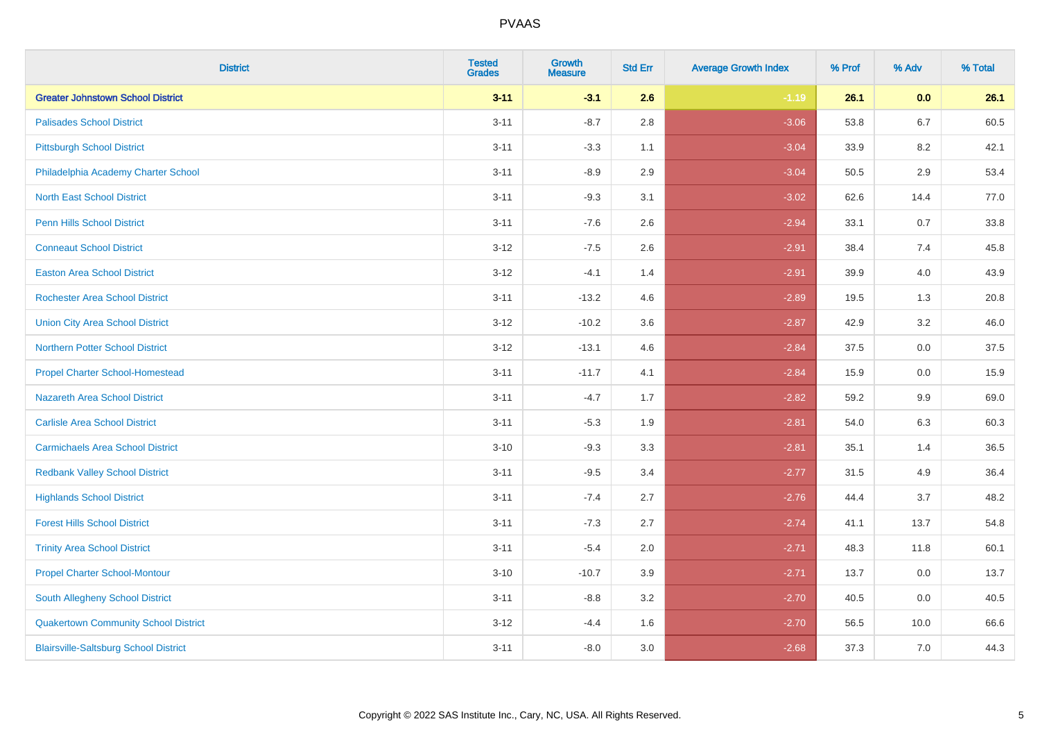| District | Tested Grades | Growth Measure | Std Err | Average Growth Index | % Prof | % Adv | % Total |
|---|---|---|---|---|---|---|---|
| **Greater Johnstown School District** | **3-11** | **-3.1** | **2.6** | **-1.19** | **26.1** | **0.0** | **26.1** |
| Palisades School District | 3-11 | -8.7 | 2.8 | -3.06 | 53.8 | 6.7 | 60.5 |
| Pittsburgh School District | 3-11 | -3.3 | 1.1 | -3.04 | 33.9 | 8.2 | 42.1 |
| Philadelphia Academy Charter School | 3-11 | -8.9 | 2.9 | -3.04 | 50.5 | 2.9 | 53.4 |
| North East School District | 3-11 | -9.3 | 3.1 | -3.02 | 62.6 | 14.4 | 77.0 |
| Penn Hills School District | 3-11 | -7.6 | 2.6 | -2.94 | 33.1 | 0.7 | 33.8 |
| Conneaut School District | 3-12 | -7.5 | 2.6 | -2.91 | 38.4 | 7.4 | 45.8 |
| Easton Area School District | 3-12 | -4.1 | 1.4 | -2.91 | 39.9 | 4.0 | 43.9 |
| Rochester Area School District | 3-11 | -13.2 | 4.6 | -2.89 | 19.5 | 1.3 | 20.8 |
| Union City Area School District | 3-12 | -10.2 | 3.6 | -2.87 | 42.9 | 3.2 | 46.0 |
| Northern Potter School District | 3-12 | -13.1 | 4.6 | -2.84 | 37.5 | 0.0 | 37.5 |
| Propel Charter School-Homestead | 3-11 | -11.7 | 4.1 | -2.84 | 15.9 | 0.0 | 15.9 |
| Nazareth Area School District | 3-11 | -4.7 | 1.7 | -2.82 | 59.2 | 9.9 | 69.0 |
| Carlisle Area School District | 3-11 | -5.3 | 1.9 | -2.81 | 54.0 | 6.3 | 60.3 |
| Carmichaels Area School District | 3-10 | -9.3 | 3.3 | -2.81 | 35.1 | 1.4 | 36.5 |
| Redbank Valley School District | 3-11 | -9.5 | 3.4 | -2.77 | 31.5 | 4.9 | 36.4 |
| Highlands School District | 3-11 | -7.4 | 2.7 | -2.76 | 44.4 | 3.7 | 48.2 |
| Forest Hills School District | 3-11 | -7.3 | 2.7 | -2.74 | 41.1 | 13.7 | 54.8 |
| Trinity Area School District | 3-11 | -5.4 | 2.0 | -2.71 | 48.3 | 11.8 | 60.1 |
| Propel Charter School-Montour | 3-10 | -10.7 | 3.9 | -2.71 | 13.7 | 0.0 | 13.7 |
| South Allegheny School District | 3-11 | -8.8 | 3.2 | -2.70 | 40.5 | 0.0 | 40.5 |
| Quakertown Community School District | 3-12 | -4.4 | 1.6 | -2.70 | 56.5 | 10.0 | 66.6 |
| Blairsville-Saltsburg School District | 3-11 | -8.0 | 3.0 | -2.68 | 37.3 | 7.0 | 44.3 |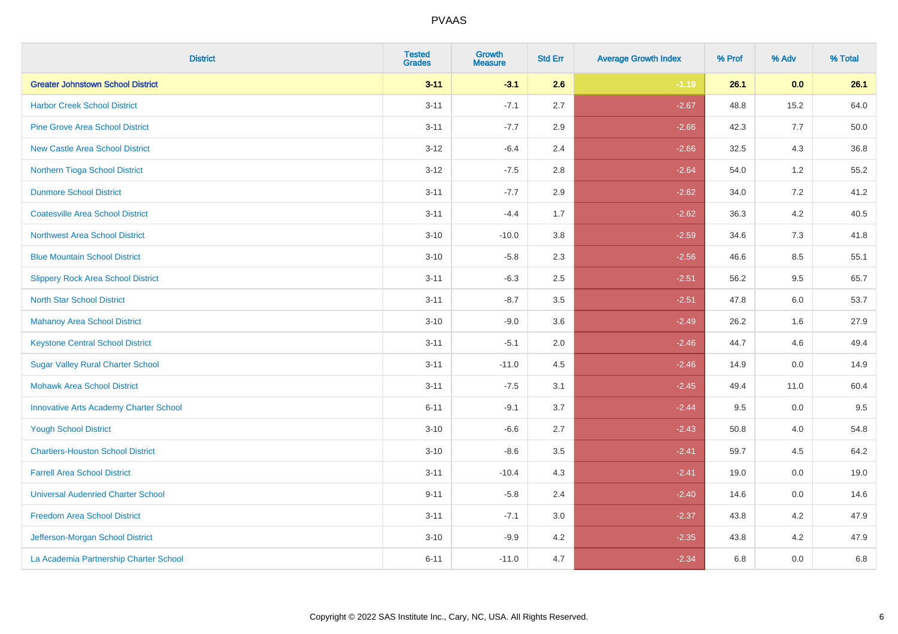# PVAAS

| District | Tested Grades | Growth Measure | Std Err | Average Growth Index | % Prof | % Adv | % Total |
|---|---|---|---|---|---|---|---|
| **Greater Johnstown School District** | **3-11** | **-3.1** | **2.6** | **-1.19** | **26.1** | **0.0** | **26.1** |
| Harbor Creek School District | 3-11 | -7.1 | 2.7 | -2.67 | 48.8 | 15.2 | 64.0 |
| Pine Grove Area School District | 3-11 | -7.7 | 2.9 | -2.66 | 42.3 | 7.7 | 50.0 |
| New Castle Area School District | 3-12 | -6.4 | 2.4 | -2.66 | 32.5 | 4.3 | 36.8 |
| Northern Tioga School District | 3-12 | -7.5 | 2.8 | -2.64 | 54.0 | 1.2 | 55.2 |
| Dunmore School District | 3-11 | -7.7 | 2.9 | -2.62 | 34.0 | 7.2 | 41.2 |
| Coatesville Area School District | 3-11 | -4.4 | 1.7 | -2.62 | 36.3 | 4.2 | 40.5 |
| Northwest Area School District | 3-10 | -10.0 | 3.8 | -2.59 | 34.6 | 7.3 | 41.8 |
| Blue Mountain School District | 3-10 | -5.8 | 2.3 | -2.56 | 46.6 | 8.5 | 55.1 |
| Slippery Rock Area School District | 3-11 | -6.3 | 2.5 | -2.51 | 56.2 | 9.5 | 65.7 |
| North Star School District | 3-11 | -8.7 | 3.5 | -2.51 | 47.8 | 6.0 | 53.7 |
| Mahanoy Area School District | 3-10 | -9.0 | 3.6 | -2.49 | 26.2 | 1.6 | 27.9 |
| Keystone Central School District | 3-11 | -5.1 | 2.0 | -2.46 | 44.7 | 4.6 | 49.4 |
| Sugar Valley Rural Charter School | 3-11 | -11.0 | 4.5 | -2.46 | 14.9 | 0.0 | 14.9 |
| Mohawk Area School District | 3-11 | -7.5 | 3.1 | -2.45 | 49.4 | 11.0 | 60.4 |
| Innovative Arts Academy Charter School | 6-11 | -9.1 | 3.7 | -2.44 | 9.5 | 0.0 | 9.5 |
| Yough School District | 3-10 | -6.6 | 2.7 | -2.43 | 50.8 | 4.0 | 54.8 |
| Chartiers-Houston School District | 3-10 | -8.6 | 3.5 | -2.41 | 59.7 | 4.5 | 64.2 |
| Farrell Area School District | 3-11 | -10.4 | 4.3 | -2.41 | 19.0 | 0.0 | 19.0 |
| Universal Audenried Charter School | 9-11 | -5.8 | 2.4 | -2.40 | 14.6 | 0.0 | 14.6 |
| Freedom Area School District | 3-11 | -7.1 | 3.0 | -2.37 | 43.8 | 4.2 | 47.9 |
| Jefferson-Morgan School District | 3-10 | -9.9 | 4.2 | -2.35 | 43.8 | 4.2 | 47.9 |
| La Academia Partnership Charter School | 6-11 | -11.0 | 4.7 | -2.34 | 6.8 | 0.0 | 6.8 |

Copyright © 2022 SAS Institute Inc., Cary, NC, USA. All Rights Reserved.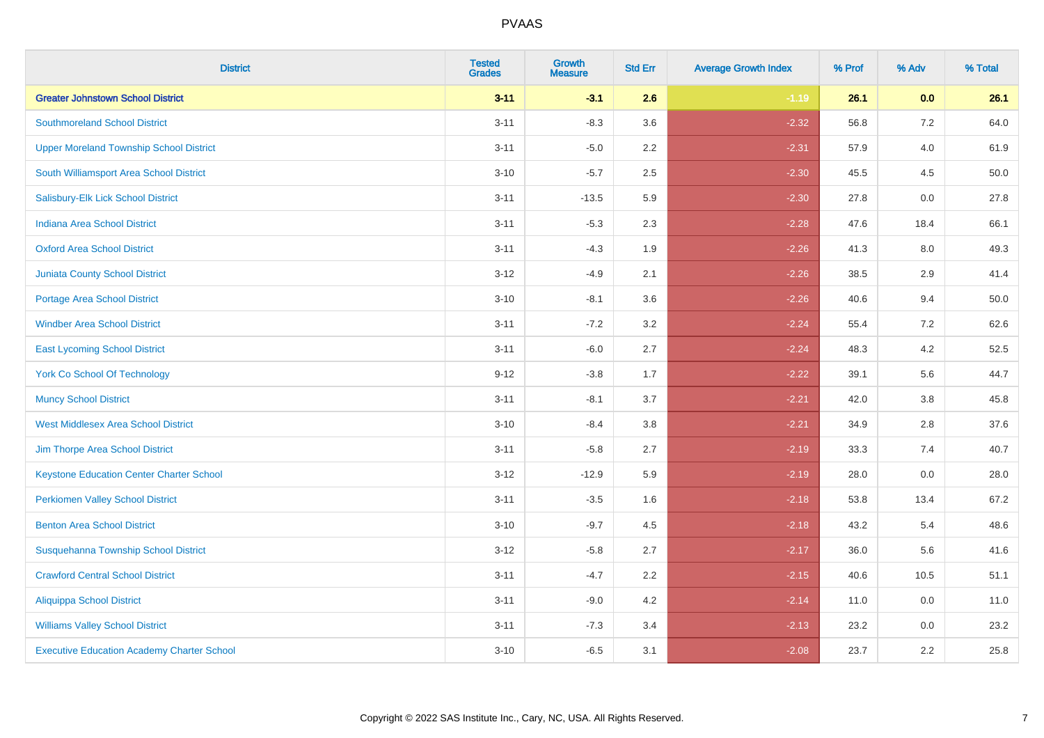| District | Tested Grades | Growth Measure | Std Err | Average Growth Index | % Prof | % Adv | % Total |
|---|---|---|---|---|---|---|---|
| **Greater Johnstown School District** | **3-11** | **-3.1** | **2.6** | **-1.19** | **26.1** | **0.0** | **26.1** |
| Southmoreland School District | 3-11 | -8.3 | 3.6 | -2.32 | 56.8 | 7.2 | 64.0 |
| Upper Moreland Township School District | 3-11 | -5.0 | 2.2 | -2.31 | 57.9 | 4.0 | 61.9 |
| South Williamsport Area School District | 3-10 | -5.7 | 2.5 | -2.30 | 45.5 | 4.5 | 50.0 |
| Salisbury-Elk Lick School District | 3-11 | -13.5 | 5.9 | -2.30 | 27.8 | 0.0 | 27.8 |
| Indiana Area School District | 3-11 | -5.3 | 2.3 | -2.28 | 47.6 | 18.4 | 66.1 |
| Oxford Area School District | 3-11 | -4.3 | 1.9 | -2.26 | 41.3 | 8.0 | 49.3 |
| Juniata County School District | 3-12 | -4.9 | 2.1 | -2.26 | 38.5 | 2.9 | 41.4 |
| Portage Area School District | 3-10 | -8.1 | 3.6 | -2.26 | 40.6 | 9.4 | 50.0 |
| Windber Area School District | 3-11 | -7.2 | 3.2 | -2.24 | 55.4 | 7.2 | 62.6 |
| East Lycoming School District | 3-11 | -6.0 | 2.7 | -2.24 | 48.3 | 4.2 | 52.5 |
| York Co School Of Technology | 9-12 | -3.8 | 1.7 | -2.22 | 39.1 | 5.6 | 44.7 |
| Muncy School District | 3-11 | -8.1 | 3.7 | -2.21 | 42.0 | 3.8 | 45.8 |
| West Middlesex Area School District | 3-10 | -8.4 | 3.8 | -2.21 | 34.9 | 2.8 | 37.6 |
| Jim Thorpe Area School District | 3-11 | -5.8 | 2.7 | -2.19 | 33.3 | 7.4 | 40.7 |
| Keystone Education Center Charter School | 3-12 | -12.9 | 5.9 | -2.19 | 28.0 | 0.0 | 28.0 |
| Perkiomen Valley School District | 3-11 | -3.5 | 1.6 | -2.18 | 53.8 | 13.4 | 67.2 |
| Benton Area School District | 3-10 | -9.7 | 4.5 | -2.18 | 43.2 | 5.4 | 48.6 |
| Susquehanna Township School District | 3-12 | -5.8 | 2.7 | -2.17 | 36.0 | 5.6 | 41.6 |
| Crawford Central School District | 3-11 | -4.7 | 2.2 | -2.15 | 40.6 | 10.5 | 51.1 |
| Aliquippa School District | 3-11 | -9.0 | 4.2 | -2.14 | 11.0 | 0.0 | 11.0 |
| Williams Valley School District | 3-11 | -7.3 | 3.4 | -2.13 | 23.2 | 0.0 | 23.2 |
| Executive Education Academy Charter School | 3-10 | -6.5 | 3.1 | -2.08 | 23.7 | 2.2 | 25.8 |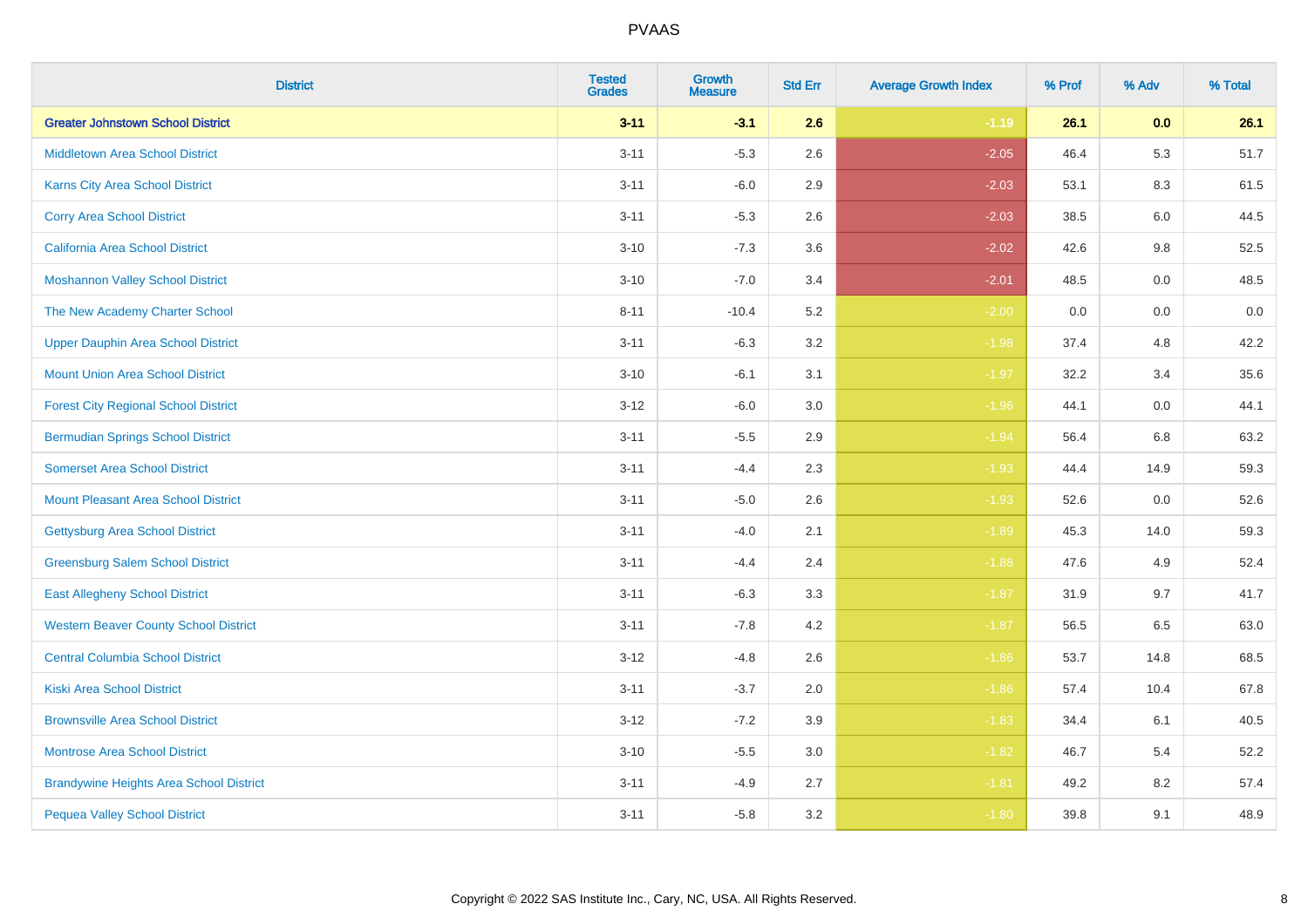PVAAS

| District | Tested Grades | Growth Measure | Std Err | Average Growth Index | % Prof | % Adv | % Total |
|---|---|---|---|---|---|---|---|
| **Greater Johnstown School District** | **3-11** | **-3.1** | **2.6** | **-1.19** | **26.1** | **0.0** | **26.1** |
| Middletown Area School District | 3-11 | -5.3 | 2.6 | -2.05 | 46.4 | 5.3 | 51.7 |
| Karns City Area School District | 3-11 | -6.0 | 2.9 | -2.03 | 53.1 | 8.3 | 61.5 |
| Corry Area School District | 3-11 | -5.3 | 2.6 | -2.03 | 38.5 | 6.0 | 44.5 |
| California Area School District | 3-10 | -7.3 | 3.6 | -2.02 | 42.6 | 9.8 | 52.5 |
| Moshannon Valley School District | 3-10 | -7.0 | 3.4 | -2.01 | 48.5 | 0.0 | 48.5 |
| The New Academy Charter School | 8-11 | -10.4 | 5.2 | -2.00 | 0.0 | 0.0 | 0.0 |
| Upper Dauphin Area School District | 3-11 | -6.3 | 3.2 | -1.98 | 37.4 | 4.8 | 42.2 |
| Mount Union Area School District | 3-10 | -6.1 | 3.1 | -1.97 | 32.2 | 3.4 | 35.6 |
| Forest City Regional School District | 3-12 | -6.0 | 3.0 | -1.96 | 44.1 | 0.0 | 44.1 |
| Bermudian Springs School District | 3-11 | -5.5 | 2.9 | -1.94 | 56.4 | 6.8 | 63.2 |
| Somerset Area School District | 3-11 | -4.4 | 2.3 | -1.93 | 44.4 | 14.9 | 59.3 |
| Mount Pleasant Area School District | 3-11 | -5.0 | 2.6 | -1.93 | 52.6 | 0.0 | 52.6 |
| Gettysburg Area School District | 3-11 | -4.0 | 2.1 | -1.89 | 45.3 | 14.0 | 59.3 |
| Greensburg Salem School District | 3-11 | -4.4 | 2.4 | -1.88 | 47.6 | 4.9 | 52.4 |
| East Allegheny School District | 3-11 | -6.3 | 3.3 | -1.87 | 31.9 | 9.7 | 41.7 |
| Western Beaver County School District | 3-11 | -7.8 | 4.2 | -1.87 | 56.5 | 6.5 | 63.0 |
| Central Columbia School District | 3-12 | -4.8 | 2.6 | -1.86 | 53.7 | 14.8 | 68.5 |
| Kiski Area School District | 3-11 | -3.7 | 2.0 | -1.86 | 57.4 | 10.4 | 67.8 |
| Brownsville Area School District | 3-12 | -7.2 | 3.9 | -1.83 | 34.4 | 6.1 | 40.5 |
| Montrose Area School District | 3-10 | -5.5 | 3.0 | -1.82 | 46.7 | 5.4 | 52.2 |
| Brandywine Heights Area School District | 3-11 | -4.9 | 2.7 | -1.81 | 49.2 | 8.2 | 57.4 |
| Pequea Valley School District | 3-11 | -5.8 | 3.2 | -1.80 | 39.8 | 9.1 | 48.9 |

Copyright © 2022 SAS Institute Inc., Cary, NC, USA. All Rights Reserved.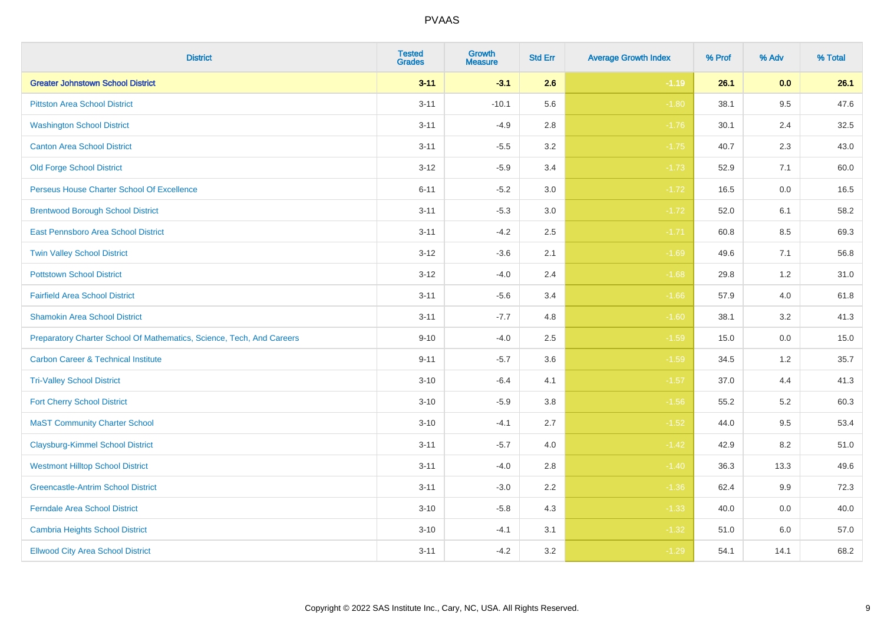# PVAAS

| District | Tested Grades | Growth Measure | Std Err | Average Growth Index | % Prof | % Adv | % Total |
|---|---|---|---|---|---|---|---|
| **Greater Johnstown School District** | **3-11** | **-3.1** | **2.6** | **-1.19** | **26.1** | **0.0** | **26.1** |
| Pittston Area School District | 3-11 | -10.1 | 5.6 | -1.80 | 38.1 | 9.5 | 47.6 |
| Washington School District | 3-11 | -4.9 | 2.8 | -1.76 | 30.1 | 2.4 | 32.5 |
| Canton Area School District | 3-11 | -5.5 | 3.2 | -1.75 | 40.7 | 2.3 | 43.0 |
| Old Forge School District | 3-12 | -5.9 | 3.4 | -1.73 | 52.9 | 7.1 | 60.0 |
| Perseus House Charter School Of Excellence | 6-11 | -5.2 | 3.0 | -1.72 | 16.5 | 0.0 | 16.5 |
| Brentwood Borough School District | 3-11 | -5.3 | 3.0 | -1.72 | 52.0 | 6.1 | 58.2 |
| East Pennsboro Area School District | 3-11 | -4.2 | 2.5 | -1.71 | 60.8 | 8.5 | 69.3 |
| Twin Valley School District | 3-12 | -3.6 | 2.1 | -1.69 | 49.6 | 7.1 | 56.8 |
| Pottstown School District | 3-12 | -4.0 | 2.4 | -1.68 | 29.8 | 1.2 | 31.0 |
| Fairfield Area School District | 3-11 | -5.6 | 3.4 | -1.66 | 57.9 | 4.0 | 61.8 |
| Shamokin Area School District | 3-11 | -7.7 | 4.8 | -1.60 | 38.1 | 3.2 | 41.3 |
| Preparatory Charter School Of Mathematics, Science, Tech, And Careers | 9-10 | -4.0 | 2.5 | -1.59 | 15.0 | 0.0 | 15.0 |
| Carbon Career & Technical Institute | 9-11 | -5.7 | 3.6 | -1.59 | 34.5 | 1.2 | 35.7 |
| Tri-Valley School District | 3-10 | -6.4 | 4.1 | -1.57 | 37.0 | 4.4 | 41.3 |
| Fort Cherry School District | 3-10 | -5.9 | 3.8 | -1.56 | 55.2 | 5.2 | 60.3 |
| MaST Community Charter School | 3-10 | -4.1 | 2.7 | -1.52 | 44.0 | 9.5 | 53.4 |
| Claysburg-Kimmel School District | 3-11 | -5.7 | 4.0 | -1.42 | 42.9 | 8.2 | 51.0 |
| Westmont Hilltop School District | 3-11 | -4.0 | 2.8 | -1.40 | 36.3 | 13.3 | 49.6 |
| Greencastle-Antrim School District | 3-11 | -3.0 | 2.2 | -1.36 | 62.4 | 9.9 | 72.3 |
| Ferndale Area School District | 3-10 | -5.8 | 4.3 | -1.33 | 40.0 | 0.0 | 40.0 |
| Cambria Heights School District | 3-10 | -4.1 | 3.1 | -1.32 | 51.0 | 6.0 | 57.0 |
| Ellwood City Area School District | 3-11 | -4.2 | 3.2 | -1.29 | 54.1 | 14.1 | 68.2 |

Copyright © 2022 SAS Institute Inc., Cary, NC, USA. All Rights Reserved.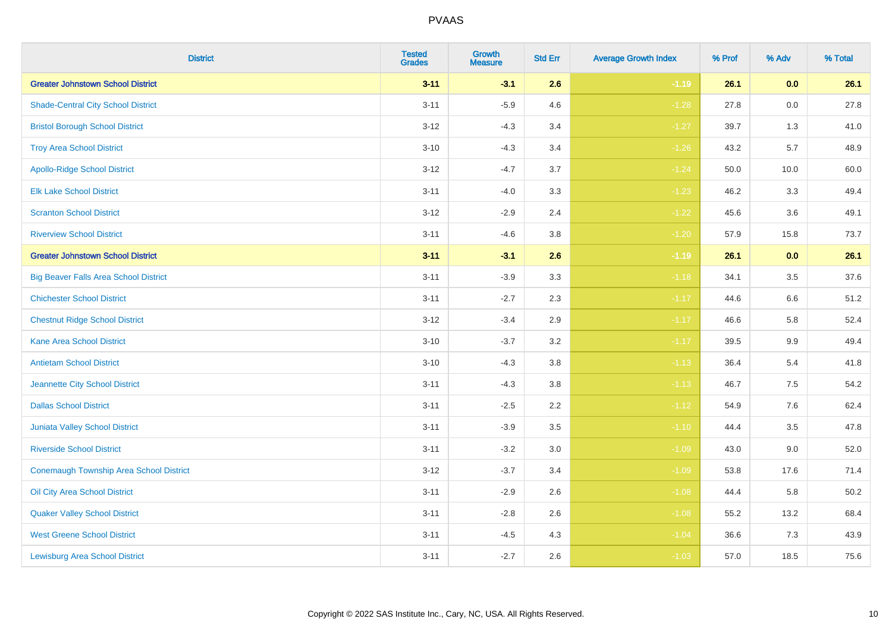PVAAS

| District | Tested Grades | Growth Measure | Std Err | Average Growth Index | % Prof | % Adv | % Total |
|---|---|---|---|---|---|---|---|
| **Greater Johnstown School District** | **3-11** | **-3.1** | **2.6** | **-1.19** | **26.1** | **0.0** | **26.1** |
| Shade-Central City School District | 3-11 | -5.9 | 4.6 | -1.28 | 27.8 | 0.0 | 27.8 |
| Bristol Borough School District | 3-12 | -4.3 | 3.4 | -1.27 | 39.7 | 1.3 | 41.0 |
| Troy Area School District | 3-10 | -4.3 | 3.4 | -1.26 | 43.2 | 5.7 | 48.9 |
| Apollo-Ridge School District | 3-12 | -4.7 | 3.7 | -1.24 | 50.0 | 10.0 | 60.0 |
| Elk Lake School District | 3-11 | -4.0 | 3.3 | -1.23 | 46.2 | 3.3 | 49.4 |
| Scranton School District | 3-12 | -2.9 | 2.4 | -1.22 | 45.6 | 3.6 | 49.1 |
| Riverview School District | 3-11 | -4.6 | 3.8 | -1.20 | 57.9 | 15.8 | 73.7 |
| **Greater Johnstown School District** | **3-11** | **-3.1** | **2.6** | **-1.19** | **26.1** | **0.0** | **26.1** |
| Big Beaver Falls Area School District | 3-11 | -3.9 | 3.3 | -1.18 | 34.1 | 3.5 | 37.6 |
| Chichester School District | 3-11 | -2.7 | 2.3 | -1.17 | 44.6 | 6.6 | 51.2 |
| Chestnut Ridge School District | 3-12 | -3.4 | 2.9 | -1.17 | 46.6 | 5.8 | 52.4 |
| Kane Area School District | 3-10 | -3.7 | 3.2 | -1.17 | 39.5 | 9.9 | 49.4 |
| Antietam School District | 3-10 | -4.3 | 3.8 | -1.13 | 36.4 | 5.4 | 41.8 |
| Jeannette City School District | 3-11 | -4.3 | 3.8 | -1.13 | 46.7 | 7.5 | 54.2 |
| Dallas School District | 3-11 | -2.5 | 2.2 | -1.12 | 54.9 | 7.6 | 62.4 |
| Juniata Valley School District | 3-11 | -3.9 | 3.5 | -1.10 | 44.4 | 3.5 | 47.8 |
| Riverside School District | 3-11 | -3.2 | 3.0 | -1.09 | 43.0 | 9.0 | 52.0 |
| Conemaugh Township Area School District | 3-12 | -3.7 | 3.4 | -1.09 | 53.8 | 17.6 | 71.4 |
| Oil City Area School District | 3-11 | -2.9 | 2.6 | -1.08 | 44.4 | 5.8 | 50.2 |
| Quaker Valley School District | 3-11 | -2.8 | 2.6 | -1.08 | 55.2 | 13.2 | 68.4 |
| West Greene School District | 3-11 | -4.5 | 4.3 | -1.04 | 36.6 | 7.3 | 43.9 |
| Lewisburg Area School District | 3-11 | -2.7 | 2.6 | -1.03 | 57.0 | 18.5 | 75.6 |

Copyright © 2022 SAS Institute Inc., Cary, NC, USA. All Rights Reserved.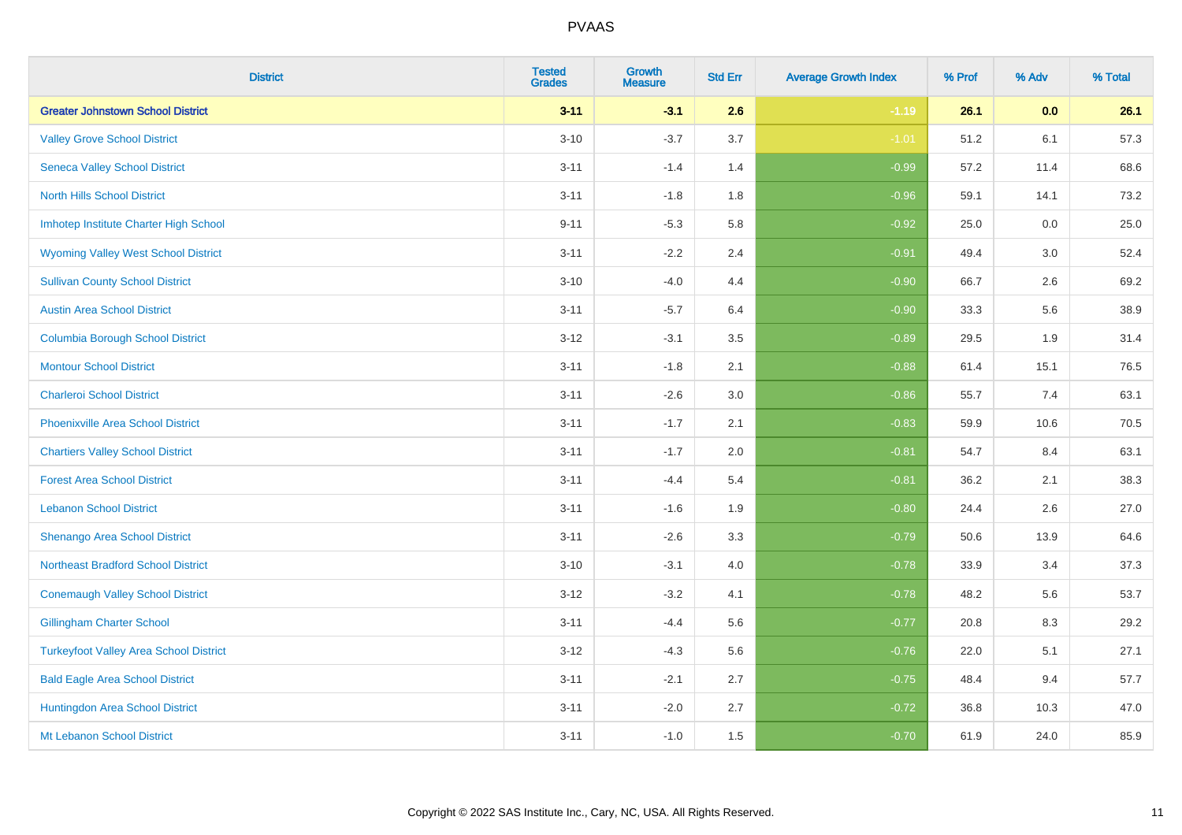| District | Tested Grades | Growth Measure | Std Err | Average Growth Index | % Prof | % Adv | % Total |
|---|---|---|---|---|---|---|---|
| **Greater Johnstown School District** | **3-11** | **-3.1** | **2.6** | **-1.19** | **26.1** | **0.0** | **26.1** |
| Valley Grove School District | 3-10 | -3.7 | 3.7 | -1.01 | 51.2 | 6.1 | 57.3 |
| Seneca Valley School District | 3-11 | -1.4 | 1.4 | -0.99 | 57.2 | 11.4 | 68.6 |
| North Hills School District | 3-11 | -1.8 | 1.8 | -0.96 | 59.1 | 14.1 | 73.2 |
| Imhotep Institute Charter High School | 9-11 | -5.3 | 5.8 | -0.92 | 25.0 | 0.0 | 25.0 |
| Wyoming Valley West School District | 3-11 | -2.2 | 2.4 | -0.91 | 49.4 | 3.0 | 52.4 |
| Sullivan County School District | 3-10 | -4.0 | 4.4 | -0.90 | 66.7 | 2.6 | 69.2 |
| Austin Area School District | 3-11 | -5.7 | 6.4 | -0.90 | 33.3 | 5.6 | 38.9 |
| Columbia Borough School District | 3-12 | -3.1 | 3.5 | -0.89 | 29.5 | 1.9 | 31.4 |
| Montour School District | 3-11 | -1.8 | 2.1 | -0.88 | 61.4 | 15.1 | 76.5 |
| Charleroi School District | 3-11 | -2.6 | 3.0 | -0.86 | 55.7 | 7.4 | 63.1 |
| Phoenixville Area School District | 3-11 | -1.7 | 2.1 | -0.83 | 59.9 | 10.6 | 70.5 |
| Chartiers Valley School District | 3-11 | -1.7 | 2.0 | -0.81 | 54.7 | 8.4 | 63.1 |
| Forest Area School District | 3-11 | -4.4 | 5.4 | -0.81 | 36.2 | 2.1 | 38.3 |
| Lebanon School District | 3-11 | -1.6 | 1.9 | -0.80 | 24.4 | 2.6 | 27.0 |
| Shenango Area School District | 3-11 | -2.6 | 3.3 | -0.79 | 50.6 | 13.9 | 64.6 |
| Northeast Bradford School District | 3-10 | -3.1 | 4.0 | -0.78 | 33.9 | 3.4 | 37.3 |
| Conemaugh Valley School District | 3-12 | -3.2 | 4.1 | -0.78 | 48.2 | 5.6 | 53.7 |
| Gillingham Charter School | 3-11 | -4.4 | 5.6 | -0.77 | 20.8 | 8.3 | 29.2 |
| Turkeyfoot Valley Area School District | 3-12 | -4.3 | 5.6 | -0.76 | 22.0 | 5.1 | 27.1 |
| Bald Eagle Area School District | 3-11 | -2.1 | 2.7 | -0.75 | 48.4 | 9.4 | 57.7 |
| Huntingdon Area School District | 3-11 | -2.0 | 2.7 | -0.72 | 36.8 | 10.3 | 47.0 |
| Mt Lebanon School District | 3-11 | -1.0 | 1.5 | -0.70 | 61.9 | 24.0 | 85.9 |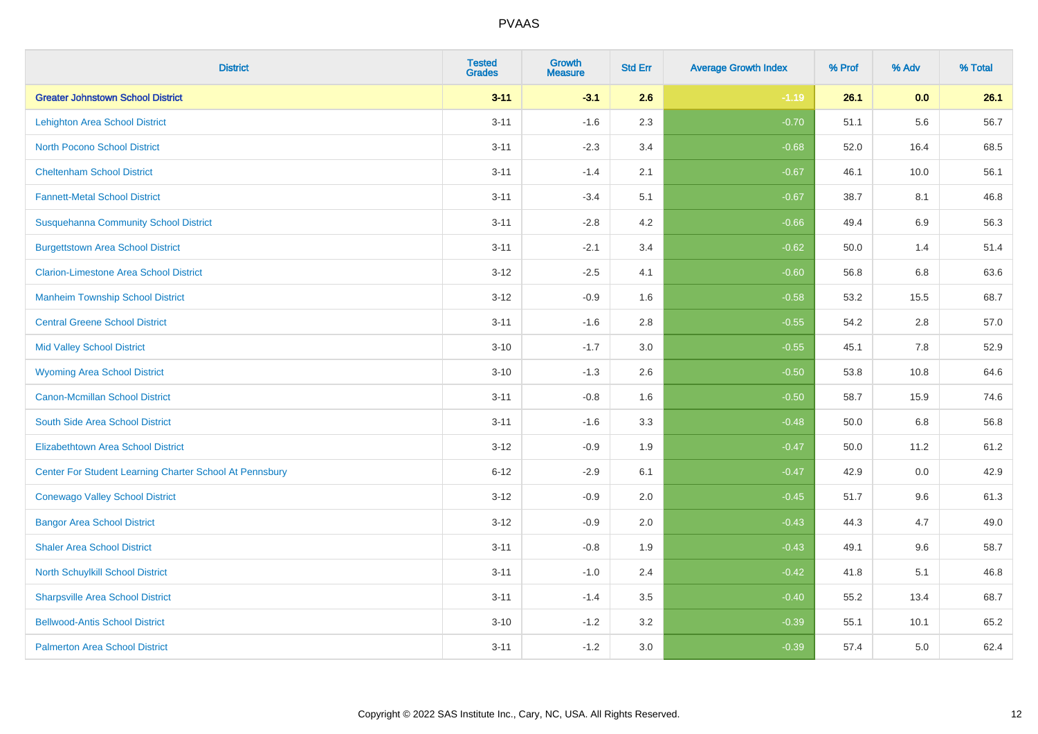| District | Tested Grades | Growth Measure | Std Err | Average Growth Index | % Prof | % Adv | % Total |
|---|---|---|---|---|---|---|---|
| **Greater Johnstown School District** | **3-11** | **-3.1** | **2.6** | **-1.19** | **26.1** | **0.0** | **26.1** |
| Lehighton Area School District | 3-11 | -1.6 | 2.3 | -0.70 | 51.1 | 5.6 | 56.7 |
| North Pocono School District | 3-11 | -2.3 | 3.4 | -0.68 | 52.0 | 16.4 | 68.5 |
| Cheltenham School District | 3-11 | -1.4 | 2.1 | -0.67 | 46.1 | 10.0 | 56.1 |
| Fannett-Metal School District | 3-11 | -3.4 | 5.1 | -0.67 | 38.7 | 8.1 | 46.8 |
| Susquehanna Community School District | 3-11 | -2.8 | 4.2 | -0.66 | 49.4 | 6.9 | 56.3 |
| Burgettstown Area School District | 3-11 | -2.1 | 3.4 | -0.62 | 50.0 | 1.4 | 51.4 |
| Clarion-Limestone Area School District | 3-12 | -2.5 | 4.1 | -0.60 | 56.8 | 6.8 | 63.6 |
| Manheim Township School District | 3-12 | -0.9 | 1.6 | -0.58 | 53.2 | 15.5 | 68.7 |
| Central Greene School District | 3-11 | -1.6 | 2.8 | -0.55 | 54.2 | 2.8 | 57.0 |
| Mid Valley School District | 3-10 | -1.7 | 3.0 | -0.55 | 45.1 | 7.8 | 52.9 |
| Wyoming Area School District | 3-10 | -1.3 | 2.6 | -0.50 | 53.8 | 10.8 | 64.6 |
| Canon-Mcmillan School District | 3-11 | -0.8 | 1.6 | -0.50 | 58.7 | 15.9 | 74.6 |
| South Side Area School District | 3-11 | -1.6 | 3.3 | -0.48 | 50.0 | 6.8 | 56.8 |
| Elizabethtown Area School District | 3-12 | -0.9 | 1.9 | -0.47 | 50.0 | 11.2 | 61.2 |
| Center For Student Learning Charter School At Pennsbury | 6-12 | -2.9 | 6.1 | -0.47 | 42.9 | 0.0 | 42.9 |
| Conewago Valley School District | 3-12 | -0.9 | 2.0 | -0.45 | 51.7 | 9.6 | 61.3 |
| Bangor Area School District | 3-12 | -0.9 | 2.0 | -0.43 | 44.3 | 4.7 | 49.0 |
| Shaler Area School District | 3-11 | -0.8 | 1.9 | -0.43 | 49.1 | 9.6 | 58.7 |
| North Schuylkill School District | 3-11 | -1.0 | 2.4 | -0.42 | 41.8 | 5.1 | 46.8 |
| Sharpsville Area School District | 3-11 | -1.4 | 3.5 | -0.40 | 55.2 | 13.4 | 68.7 |
| Bellwood-Antis School District | 3-10 | -1.2 | 3.2 | -0.39 | 55.1 | 10.1 | 65.2 |
| Palmerton Area School District | 3-11 | -1.2 | 3.0 | -0.39 | 57.4 | 5.0 | 62.4 |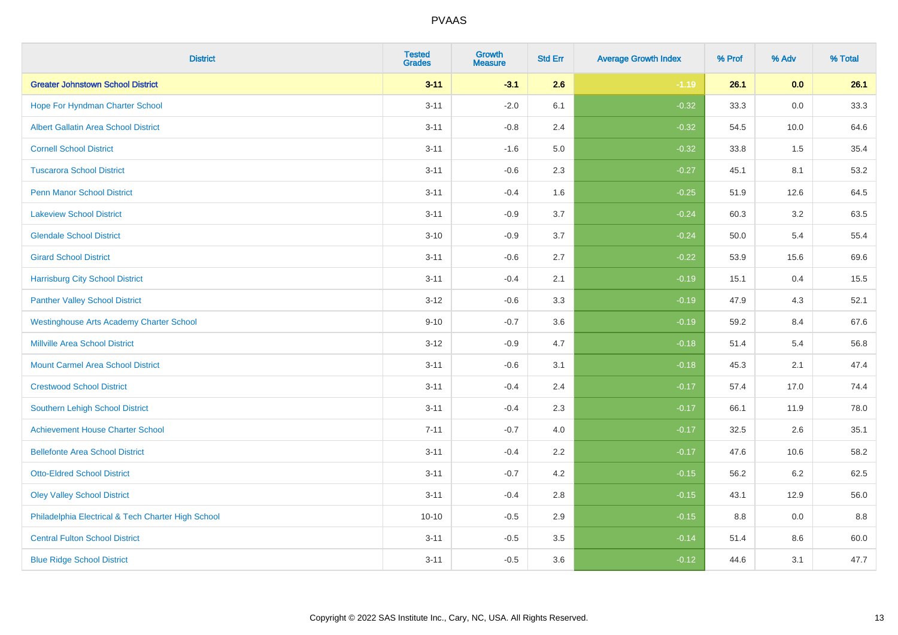| District | Tested Grades | Growth Measure | Std Err | Average Growth Index | % Prof | % Adv | % Total |
|---|---|---|---|---|---|---|---|
| **Greater Johnstown School District** | **3-11** | **-3.1** | **2.6** | **-1.19** | **26.1** | **0.0** | **26.1** |
| Hope For Hyndman Charter School | 3-11 | -2.0 | 6.1 | -0.32 | 33.3 | 0.0 | 33.3 |
| Albert Gallatin Area School District | 3-11 | -0.8 | 2.4 | -0.32 | 54.5 | 10.0 | 64.6 |
| Cornell School District | 3-11 | -1.6 | 5.0 | -0.32 | 33.8 | 1.5 | 35.4 |
| Tuscarora School District | 3-11 | -0.6 | 2.3 | -0.27 | 45.1 | 8.1 | 53.2 |
| Penn Manor School District | 3-11 | -0.4 | 1.6 | -0.25 | 51.9 | 12.6 | 64.5 |
| Lakeview School District | 3-11 | -0.9 | 3.7 | -0.24 | 60.3 | 3.2 | 63.5 |
| Glendale School District | 3-10 | -0.9 | 3.7 | -0.24 | 50.0 | 5.4 | 55.4 |
| Girard School District | 3-11 | -0.6 | 2.7 | -0.22 | 53.9 | 15.6 | 69.6 |
| Harrisburg City School District | 3-11 | -0.4 | 2.1 | -0.19 | 15.1 | 0.4 | 15.5 |
| Panther Valley School District | 3-12 | -0.6 | 3.3 | -0.19 | 47.9 | 4.3 | 52.1 |
| Westinghouse Arts Academy Charter School | 9-10 | -0.7 | 3.6 | -0.19 | 59.2 | 8.4 | 67.6 |
| Millville Area School District | 3-12 | -0.9 | 4.7 | -0.18 | 51.4 | 5.4 | 56.8 |
| Mount Carmel Area School District | 3-11 | -0.6 | 3.1 | -0.18 | 45.3 | 2.1 | 47.4 |
| Crestwood School District | 3-11 | -0.4 | 2.4 | -0.17 | 57.4 | 17.0 | 74.4 |
| Southern Lehigh School District | 3-11 | -0.4 | 2.3 | -0.17 | 66.1 | 11.9 | 78.0 |
| Achievement House Charter School | 7-11 | -0.7 | 4.0 | -0.17 | 32.5 | 2.6 | 35.1 |
| Bellefonte Area School District | 3-11 | -0.4 | 2.2 | -0.17 | 47.6 | 10.6 | 58.2 |
| Otto-Eldred School District | 3-11 | -0.7 | 4.2 | -0.15 | 56.2 | 6.2 | 62.5 |
| Oley Valley School District | 3-11 | -0.4 | 2.8 | -0.15 | 43.1 | 12.9 | 56.0 |
| Philadelphia Electrical & Tech Charter High School | 10-10 | -0.5 | 2.9 | -0.15 | 8.8 | 0.0 | 8.8 |
| Central Fulton School District | 3-11 | -0.5 | 3.5 | -0.14 | 51.4 | 8.6 | 60.0 |
| Blue Ridge School District | 3-11 | -0.5 | 3.6 | -0.12 | 44.6 | 3.1 | 47.7 |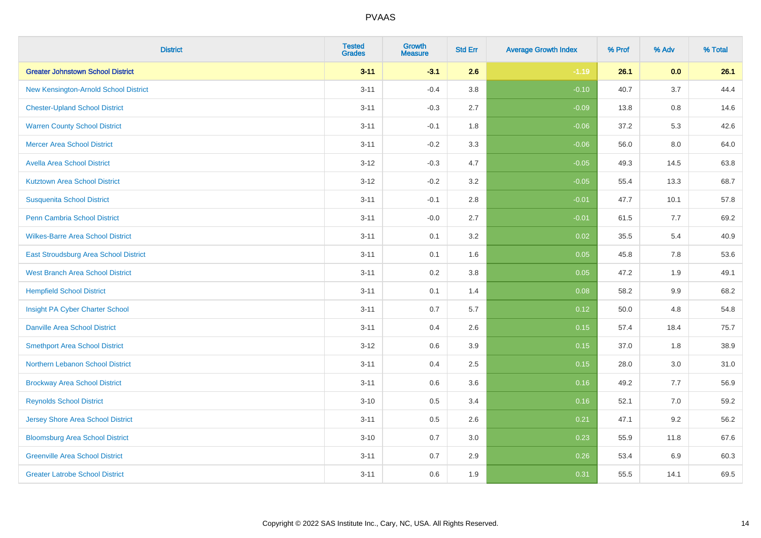# PVAAS

| District | Tested Grades | Growth Measure | Std Err | Average Growth Index | % Prof | % Adv | % Total |
|---|---|---|---|---|---|---|---|
| **Greater Johnstown School District** | **3-11** | **-3.1** | **2.6** | **-1.19** | **26.1** | **0.0** | **26.1** |
| New Kensington-Arnold School District | 3-11 | -0.4 | 3.8 | -0.10 | 40.7 | 3.7 | 44.4 |
| Chester-Upland School District | 3-11 | -0.3 | 2.7 | -0.09 | 13.8 | 0.8 | 14.6 |
| Warren County School District | 3-11 | -0.1 | 1.8 | -0.06 | 37.2 | 5.3 | 42.6 |
| Mercer Area School District | 3-11 | -0.2 | 3.3 | -0.06 | 56.0 | 8.0 | 64.0 |
| Avella Area School District | 3-12 | -0.3 | 4.7 | -0.05 | 49.3 | 14.5 | 63.8 |
| Kutztown Area School District | 3-12 | -0.2 | 3.2 | -0.05 | 55.4 | 13.3 | 68.7 |
| Susquenita School District | 3-11 | -0.1 | 2.8 | -0.01 | 47.7 | 10.1 | 57.8 |
| Penn Cambria School District | 3-11 | -0.0 | 2.7 | -0.01 | 61.5 | 7.7 | 69.2 |
| Wilkes-Barre Area School District | 3-11 | 0.1 | 3.2 | 0.02 | 35.5 | 5.4 | 40.9 |
| East Stroudsburg Area School District | 3-11 | 0.1 | 1.6 | 0.05 | 45.8 | 7.8 | 53.6 |
| West Branch Area School District | 3-11 | 0.2 | 3.8 | 0.05 | 47.2 | 1.9 | 49.1 |
| Hempfield School District | 3-11 | 0.1 | 1.4 | 0.08 | 58.2 | 9.9 | 68.2 |
| Insight PA Cyber Charter School | 3-11 | 0.7 | 5.7 | 0.12 | 50.0 | 4.8 | 54.8 |
| Danville Area School District | 3-11 | 0.4 | 2.6 | 0.15 | 57.4 | 18.4 | 75.7 |
| Smethport Area School District | 3-12 | 0.6 | 3.9 | 0.15 | 37.0 | 1.8 | 38.9 |
| Northern Lebanon School District | 3-11 | 0.4 | 2.5 | 0.15 | 28.0 | 3.0 | 31.0 |
| Brockway Area School District | 3-11 | 0.6 | 3.6 | 0.16 | 49.2 | 7.7 | 56.9 |
| Reynolds School District | 3-10 | 0.5 | 3.4 | 0.16 | 52.1 | 7.0 | 59.2 |
| Jersey Shore Area School District | 3-11 | 0.5 | 2.6 | 0.21 | 47.1 | 9.2 | 56.2 |
| Bloomsburg Area School District | 3-10 | 0.7 | 3.0 | 0.23 | 55.9 | 11.8 | 67.6 |
| Greenville Area School District | 3-11 | 0.7 | 2.9 | 0.26 | 53.4 | 6.9 | 60.3 |
| Greater Latrobe School District | 3-11 | 0.6 | 1.9 | 0.31 | 55.5 | 14.1 | 69.5 |

Copyright © 2022 SAS Institute Inc., Cary, NC, USA. All Rights Reserved.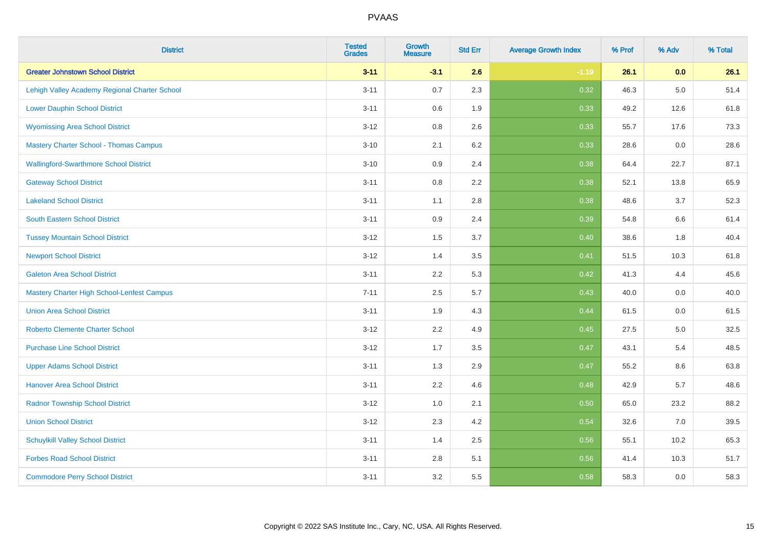# PVAAS

| District | Tested Grades | Growth Measure | Std Err | Average Growth Index | % Prof | % Adv | % Total |
|---|---|---|---|---|---|---|---|
| **Greater Johnstown School District** | **3-11** | **-3.1** | **2.6** | **-1.19** | **26.1** | **0.0** | **26.1** |
| Lehigh Valley Academy Regional Charter School | 3-11 | 0.7 | 2.3 | 0.32 | 46.3 | 5.0 | 51.4 |
| Lower Dauphin School District | 3-11 | 0.6 | 1.9 | 0.33 | 49.2 | 12.6 | 61.8 |
| Wyomissing Area School District | 3-12 | 0.8 | 2.6 | 0.33 | 55.7 | 17.6 | 73.3 |
| Mastery Charter School - Thomas Campus | 3-10 | 2.1 | 6.2 | 0.33 | 28.6 | 0.0 | 28.6 |
| Wallingford-Swarthmore School District | 3-10 | 0.9 | 2.4 | 0.38 | 64.4 | 22.7 | 87.1 |
| Gateway School District | 3-11 | 0.8 | 2.2 | 0.38 | 52.1 | 13.8 | 65.9 |
| Lakeland School District | 3-11 | 1.1 | 2.8 | 0.38 | 48.6 | 3.7 | 52.3 |
| South Eastern School District | 3-11 | 0.9 | 2.4 | 0.39 | 54.8 | 6.6 | 61.4 |
| Tussey Mountain School District | 3-12 | 1.5 | 3.7 | 0.40 | 38.6 | 1.8 | 40.4 |
| Newport School District | 3-12 | 1.4 | 3.5 | 0.41 | 51.5 | 10.3 | 61.8 |
| Galeton Area School District | 3-11 | 2.2 | 5.3 | 0.42 | 41.3 | 4.4 | 45.6 |
| Mastery Charter High School-Lenfest Campus | 7-11 | 2.5 | 5.7 | 0.43 | 40.0 | 0.0 | 40.0 |
| Union Area School District | 3-11 | 1.9 | 4.3 | 0.44 | 61.5 | 0.0 | 61.5 |
| Roberto Clemente Charter School | 3-12 | 2.2 | 4.9 | 0.45 | 27.5 | 5.0 | 32.5 |
| Purchase Line School District | 3-12 | 1.7 | 3.5 | 0.47 | 43.1 | 5.4 | 48.5 |
| Upper Adams School District | 3-11 | 1.3 | 2.9 | 0.47 | 55.2 | 8.6 | 63.8 |
| Hanover Area School District | 3-11 | 2.2 | 4.6 | 0.48 | 42.9 | 5.7 | 48.6 |
| Radnor Township School District | 3-12 | 1.0 | 2.1 | 0.50 | 65.0 | 23.2 | 88.2 |
| Union School District | 3-12 | 2.3 | 4.2 | 0.54 | 32.6 | 7.0 | 39.5 |
| Schuylkill Valley School District | 3-11 | 1.4 | 2.5 | 0.56 | 55.1 | 10.2 | 65.3 |
| Forbes Road School District | 3-11 | 2.8 | 5.1 | 0.56 | 41.4 | 10.3 | 51.7 |
| Commodore Perry School District | 3-11 | 3.2 | 5.5 | 0.58 | 58.3 | 0.0 | 58.3 |

Copyright © 2022 SAS Institute Inc., Cary, NC, USA. All Rights Reserved.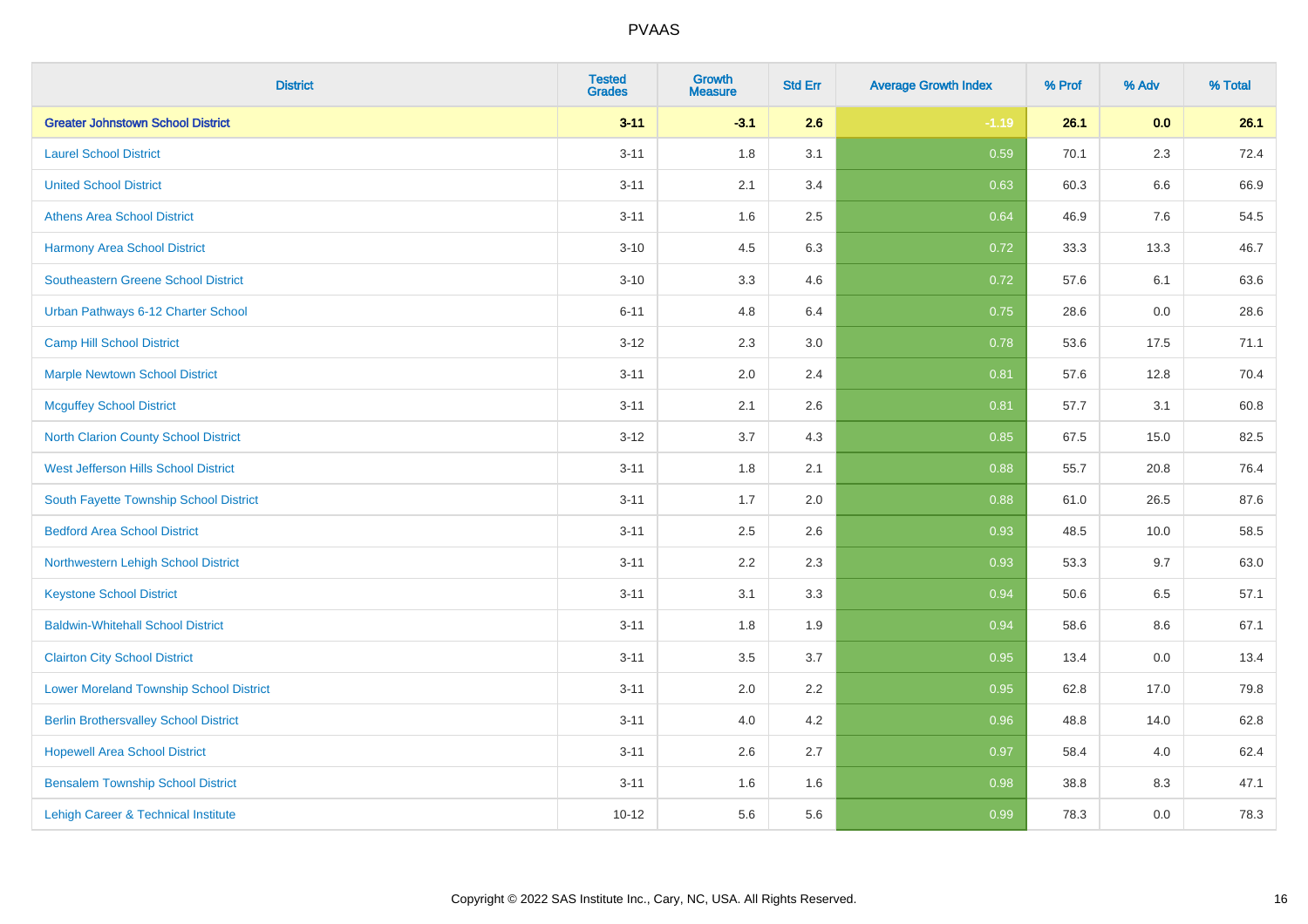# PVAAS

| District | Tested Grades | Growth Measure | Std Err | Average Growth Index | % Prof | % Adv | % Total |
|---|---|---|---|---|---|---|---|
| **Greater Johnstown School District** | **3-11** | **-3.1** | **2.6** | **-1.19** | **26.1** | **0.0** | **26.1** |
| Laurel School District | 3-11 | 1.8 | 3.1 | 0.59 | 70.1 | 2.3 | 72.4 |
| United School District | 3-11 | 2.1 | 3.4 | 0.63 | 60.3 | 6.6 | 66.9 |
| Athens Area School District | 3-11 | 1.6 | 2.5 | 0.64 | 46.9 | 7.6 | 54.5 |
| Harmony Area School District | 3-10 | 4.5 | 6.3 | 0.72 | 33.3 | 13.3 | 46.7 |
| Southeastern Greene School District | 3-10 | 3.3 | 4.6 | 0.72 | 57.6 | 6.1 | 63.6 |
| Urban Pathways 6-12 Charter School | 6-11 | 4.8 | 6.4 | 0.75 | 28.6 | 0.0 | 28.6 |
| Camp Hill School District | 3-12 | 2.3 | 3.0 | 0.78 | 53.6 | 17.5 | 71.1 |
| Marple Newtown School District | 3-11 | 2.0 | 2.4 | 0.81 | 57.6 | 12.8 | 70.4 |
| Mcguffey School District | 3-11 | 2.1 | 2.6 | 0.81 | 57.7 | 3.1 | 60.8 |
| North Clarion County School District | 3-12 | 3.7 | 4.3 | 0.85 | 67.5 | 15.0 | 82.5 |
| West Jefferson Hills School District | 3-11 | 1.8 | 2.1 | 0.88 | 55.7 | 20.8 | 76.4 |
| South Fayette Township School District | 3-11 | 1.7 | 2.0 | 0.88 | 61.0 | 26.5 | 87.6 |
| Bedford Area School District | 3-11 | 2.5 | 2.6 | 0.93 | 48.5 | 10.0 | 58.5 |
| Northwestern Lehigh School District | 3-11 | 2.2 | 2.3 | 0.93 | 53.3 | 9.7 | 63.0 |
| Keystone School District | 3-11 | 3.1 | 3.3 | 0.94 | 50.6 | 6.5 | 57.1 |
| Baldwin-Whitehall School District | 3-11 | 1.8 | 1.9 | 0.94 | 58.6 | 8.6 | 67.1 |
| Clairton City School District | 3-11 | 3.5 | 3.7 | 0.95 | 13.4 | 0.0 | 13.4 |
| Lower Moreland Township School District | 3-11 | 2.0 | 2.2 | 0.95 | 62.8 | 17.0 | 79.8 |
| Berlin Brothersvalley School District | 3-11 | 4.0 | 4.2 | 0.96 | 48.8 | 14.0 | 62.8 |
| Hopewell Area School District | 3-11 | 2.6 | 2.7 | 0.97 | 58.4 | 4.0 | 62.4 |
| Bensalem Township School District | 3-11 | 1.6 | 1.6 | 0.98 | 38.8 | 8.3 | 47.1 |
| Lehigh Career & Technical Institute | 10-12 | 5.6 | 5.6 | 0.99 | 78.3 | 0.0 | 78.3 |

Copyright © 2022 SAS Institute Inc., Cary, NC, USA. All Rights Reserved.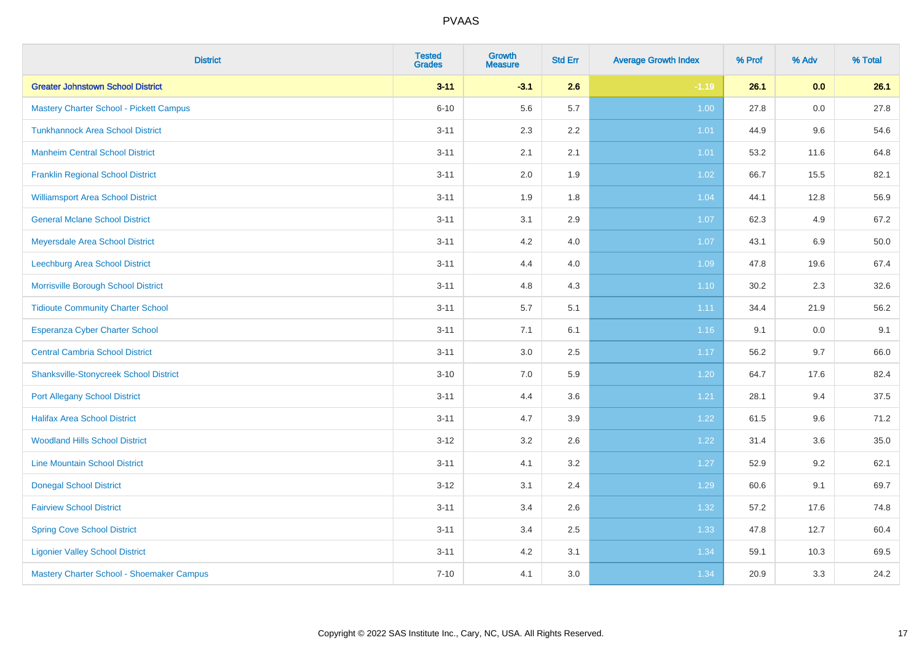# PVAAS

| District | Tested Grades | Growth Measure | Std Err | Average Growth Index | % Prof | % Adv | % Total |
|---|---|---|---|---|---|---|---|
| **Greater Johnstown School District** | **3-11** | **-3.1** | **2.6** | **-1.19** | **26.1** | **0.0** | **26.1** |
| Mastery Charter School - Pickett Campus | 6-10 | 5.6 | 5.7 | 1.00 | 27.8 | 0.0 | 27.8 |
| Tunkhannock Area School District | 3-11 | 2.3 | 2.2 | 1.01 | 44.9 | 9.6 | 54.6 |
| Manheim Central School District | 3-11 | 2.1 | 2.1 | 1.01 | 53.2 | 11.6 | 64.8 |
| Franklin Regional School District | 3-11 | 2.0 | 1.9 | 1.02 | 66.7 | 15.5 | 82.1 |
| Williamsport Area School District | 3-11 | 1.9 | 1.8 | 1.04 | 44.1 | 12.8 | 56.9 |
| General Mclane School District | 3-11 | 3.1 | 2.9 | 1.07 | 62.3 | 4.9 | 67.2 |
| Meyersdale Area School District | 3-11 | 4.2 | 4.0 | 1.07 | 43.1 | 6.9 | 50.0 |
| Leechburg Area School District | 3-11 | 4.4 | 4.0 | 1.09 | 47.8 | 19.6 | 67.4 |
| Morrisville Borough School District | 3-11 | 4.8 | 4.3 | 1.10 | 30.2 | 2.3 | 32.6 |
| Tidioute Community Charter School | 3-11 | 5.7 | 5.1 | 1.11 | 34.4 | 21.9 | 56.2 |
| Esperanza Cyber Charter School | 3-11 | 7.1 | 6.1 | 1.16 | 9.1 | 0.0 | 9.1 |
| Central Cambria School District | 3-11 | 3.0 | 2.5 | 1.17 | 56.2 | 9.7 | 66.0 |
| Shanksville-Stonycreek School District | 3-10 | 7.0 | 5.9 | 1.20 | 64.7 | 17.6 | 82.4 |
| Port Allegany School District | 3-11 | 4.4 | 3.6 | 1.21 | 28.1 | 9.4 | 37.5 |
| Halifax Area School District | 3-11 | 4.7 | 3.9 | 1.22 | 61.5 | 9.6 | 71.2 |
| Woodland Hills School District | 3-12 | 3.2 | 2.6 | 1.22 | 31.4 | 3.6 | 35.0 |
| Line Mountain School District | 3-11 | 4.1 | 3.2 | 1.27 | 52.9 | 9.2 | 62.1 |
| Donegal School District | 3-12 | 3.1 | 2.4 | 1.29 | 60.6 | 9.1 | 69.7 |
| Fairview School District | 3-11 | 3.4 | 2.6 | 1.32 | 57.2 | 17.6 | 74.8 |
| Spring Cove School District | 3-11 | 3.4 | 2.5 | 1.33 | 47.8 | 12.7 | 60.4 |
| Ligonier Valley School District | 3-11 | 4.2 | 3.1 | 1.34 | 59.1 | 10.3 | 69.5 |
| Mastery Charter School - Shoemaker Campus | 7-10 | 4.1 | 3.0 | 1.34 | 20.9 | 3.3 | 24.2 |

Copyright © 2022 SAS Institute Inc., Cary, NC, USA. All Rights Reserved.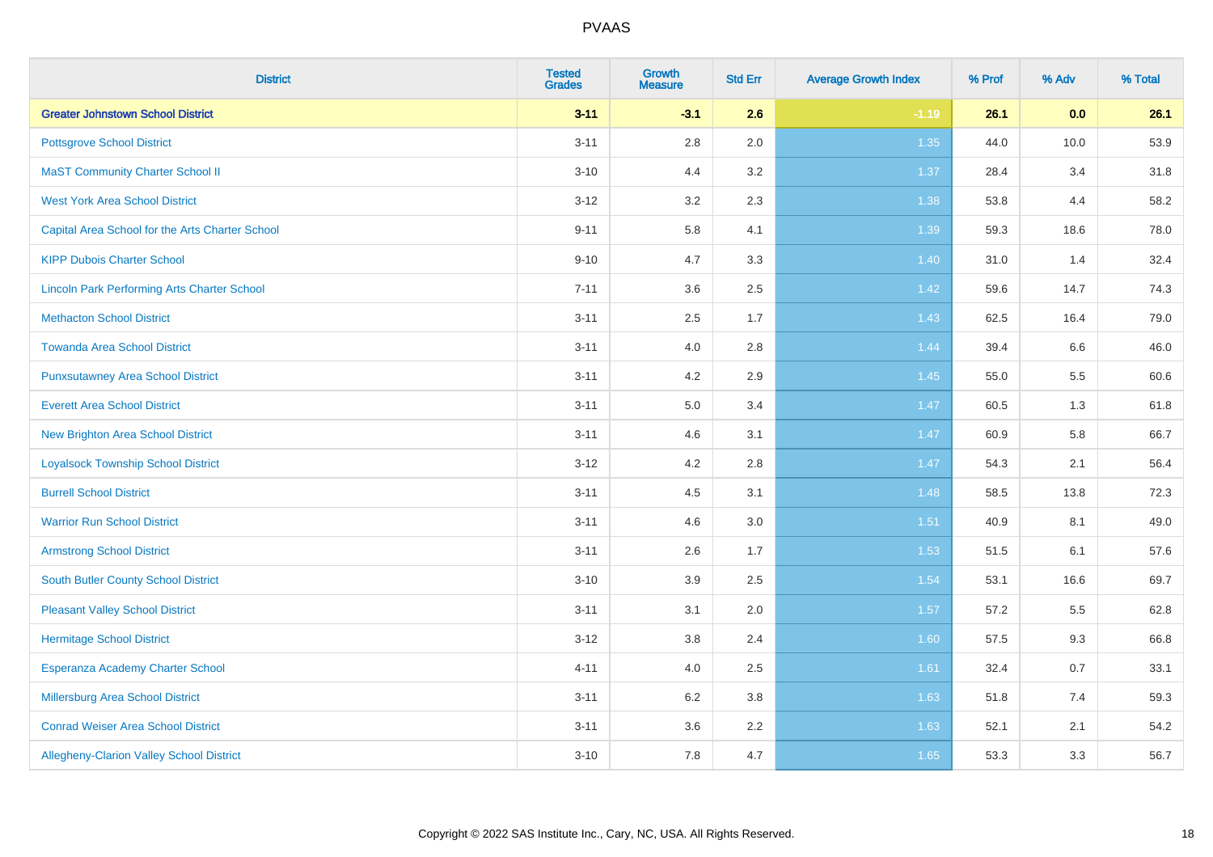| District | Tested Grades | Growth Measure | Std Err | Average Growth Index | % Prof | % Adv | % Total |
|---|---|---|---|---|---|---|---|
| **Greater Johnstown School District** | **3-11** | **-3.1** | **2.6** | **-1.19** | **26.1** | **0.0** | **26.1** |
| Pottsgrove School District | 3-11 | 2.8 | 2.0 | 1.35 | 44.0 | 10.0 | 53.9 |
| MaST Community Charter School II | 3-10 | 4.4 | 3.2 | 1.37 | 28.4 | 3.4 | 31.8 |
| West York Area School District | 3-12 | 3.2 | 2.3 | 1.38 | 53.8 | 4.4 | 58.2 |
| Capital Area School for the Arts Charter School | 9-11 | 5.8 | 4.1 | 1.39 | 59.3 | 18.6 | 78.0 |
| KIPP Dubois Charter School | 9-10 | 4.7 | 3.3 | 1.40 | 31.0 | 1.4 | 32.4 |
| Lincoln Park Performing Arts Charter School | 7-11 | 3.6 | 2.5 | 1.42 | 59.6 | 14.7 | 74.3 |
| Methacton School District | 3-11 | 2.5 | 1.7 | 1.43 | 62.5 | 16.4 | 79.0 |
| Towanda Area School District | 3-11 | 4.0 | 2.8 | 1.44 | 39.4 | 6.6 | 46.0 |
| Punxsutawney Area School District | 3-11 | 4.2 | 2.9 | 1.45 | 55.0 | 5.5 | 60.6 |
| Everett Area School District | 3-11 | 5.0 | 3.4 | 1.47 | 60.5 | 1.3 | 61.8 |
| New Brighton Area School District | 3-11 | 4.6 | 3.1 | 1.47 | 60.9 | 5.8 | 66.7 |
| Loyalsock Township School District | 3-12 | 4.2 | 2.8 | 1.47 | 54.3 | 2.1 | 56.4 |
| Burrell School District | 3-11 | 4.5 | 3.1 | 1.48 | 58.5 | 13.8 | 72.3 |
| Warrior Run School District | 3-11 | 4.6 | 3.0 | 1.51 | 40.9 | 8.1 | 49.0 |
| Armstrong School District | 3-11 | 2.6 | 1.7 | 1.53 | 51.5 | 6.1 | 57.6 |
| South Butler County School District | 3-10 | 3.9 | 2.5 | 1.54 | 53.1 | 16.6 | 69.7 |
| Pleasant Valley School District | 3-11 | 3.1 | 2.0 | 1.57 | 57.2 | 5.5 | 62.8 |
| Hermitage School District | 3-12 | 3.8 | 2.4 | 1.60 | 57.5 | 9.3 | 66.8 |
| Esperanza Academy Charter School | 4-11 | 4.0 | 2.5 | 1.61 | 32.4 | 0.7 | 33.1 |
| Millersburg Area School District | 3-11 | 6.2 | 3.8 | 1.63 | 51.8 | 7.4 | 59.3 |
| Conrad Weiser Area School District | 3-11 | 3.6 | 2.2 | 1.63 | 52.1 | 2.1 | 54.2 |
| Allegheny-Clarion Valley School District | 3-10 | 7.8 | 4.7 | 1.65 | 53.3 | 3.3 | 56.7 |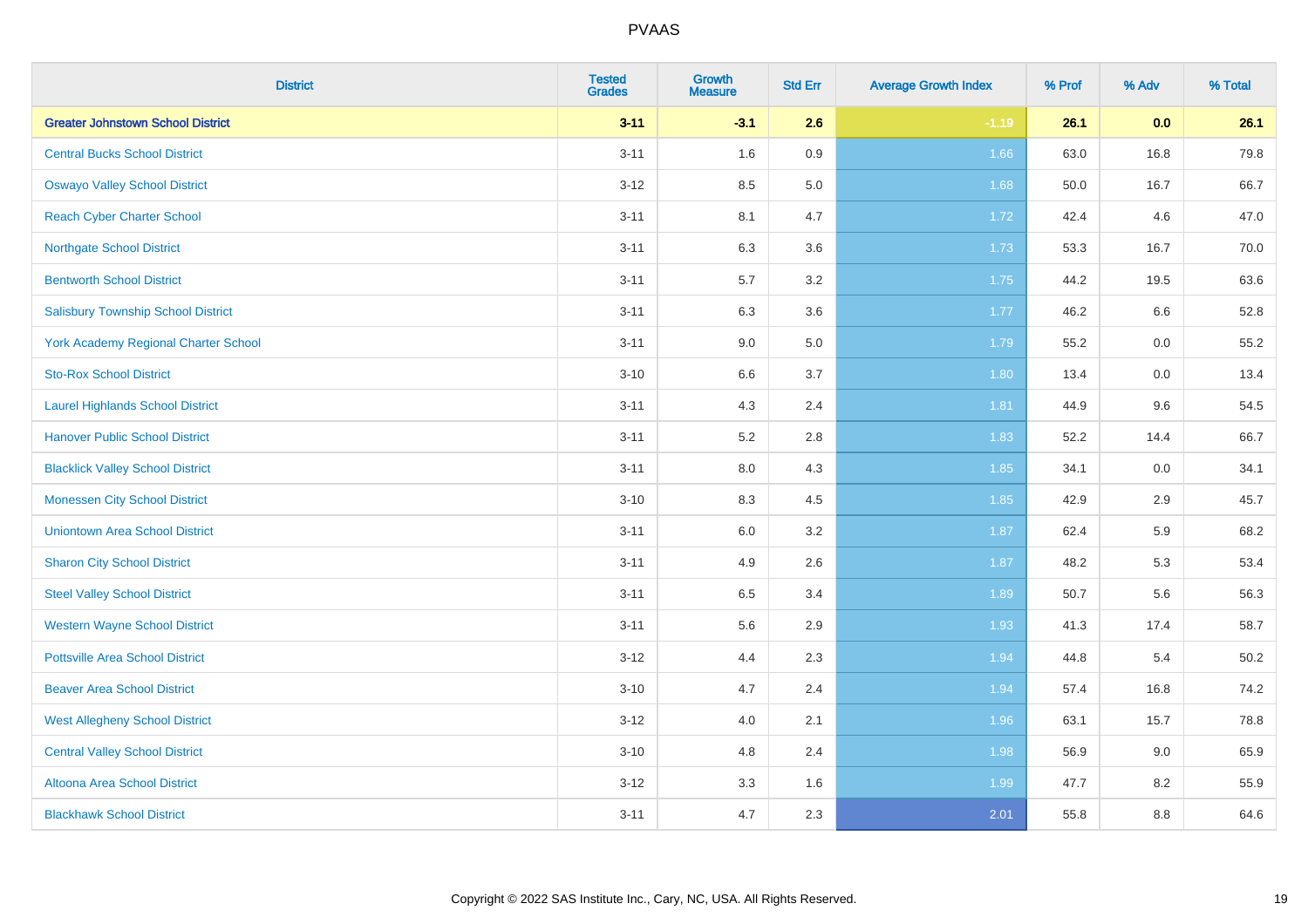# PVAAS

| District | Tested Grades | Growth Measure | Std Err | Average Growth Index | % Prof | % Adv | % Total |
|---|---|---|---|---|---|---|---|
| **Greater Johnstown School District** | **3-11** | **-3.1** | **2.6** | **-1.19** | **26.1** | **0.0** | **26.1** |
| Central Bucks School District | 3-11 | 1.6 | 0.9 | 1.66 | 63.0 | 16.8 | 79.8 |
| Oswayo Valley School District | 3-12 | 8.5 | 5.0 | 1.68 | 50.0 | 16.7 | 66.7 |
| Reach Cyber Charter School | 3-11 | 8.1 | 4.7 | 1.72 | 42.4 | 4.6 | 47.0 |
| Northgate School District | 3-11 | 6.3 | 3.6 | 1.73 | 53.3 | 16.7 | 70.0 |
| Bentworth School District | 3-11 | 5.7 | 3.2 | 1.75 | 44.2 | 19.5 | 63.6 |
| Salisbury Township School District | 3-11 | 6.3 | 3.6 | 1.77 | 46.2 | 6.6 | 52.8 |
| York Academy Regional Charter School | 3-11 | 9.0 | 5.0 | 1.79 | 55.2 | 0.0 | 55.2 |
| Sto-Rox School District | 3-10 | 6.6 | 3.7 | 1.80 | 13.4 | 0.0 | 13.4 |
| Laurel Highlands School District | 3-11 | 4.3 | 2.4 | 1.81 | 44.9 | 9.6 | 54.5 |
| Hanover Public School District | 3-11 | 5.2 | 2.8 | 1.83 | 52.2 | 14.4 | 66.7 |
| Blacklick Valley School District | 3-11 | 8.0 | 4.3 | 1.85 | 34.1 | 0.0 | 34.1 |
| Monessen City School District | 3-10 | 8.3 | 4.5 | 1.85 | 42.9 | 2.9 | 45.7 |
| Uniontown Area School District | 3-11 | 6.0 | 3.2 | 1.87 | 62.4 | 5.9 | 68.2 |
| Sharon City School District | 3-11 | 4.9 | 2.6 | 1.87 | 48.2 | 5.3 | 53.4 |
| Steel Valley School District | 3-11 | 6.5 | 3.4 | 1.89 | 50.7 | 5.6 | 56.3 |
| Western Wayne School District | 3-11 | 5.6 | 2.9 | 1.93 | 41.3 | 17.4 | 58.7 |
| Pottsville Area School District | 3-12 | 4.4 | 2.3 | 1.94 | 44.8 | 5.4 | 50.2 |
| Beaver Area School District | 3-10 | 4.7 | 2.4 | 1.94 | 57.4 | 16.8 | 74.2 |
| West Allegheny School District | 3-12 | 4.0 | 2.1 | 1.96 | 63.1 | 15.7 | 78.8 |
| Central Valley School District | 3-10 | 4.8 | 2.4 | 1.98 | 56.9 | 9.0 | 65.9 |
| Altoona Area School District | 3-12 | 3.3 | 1.6 | 1.99 | 47.7 | 8.2 | 55.9 |
| Blackhawk School District | 3-11 | 4.7 | 2.3 | 2.01 | 55.8 | 8.8 | 64.6 |

Copyright © 2022 SAS Institute Inc., Cary, NC, USA. All Rights Reserved.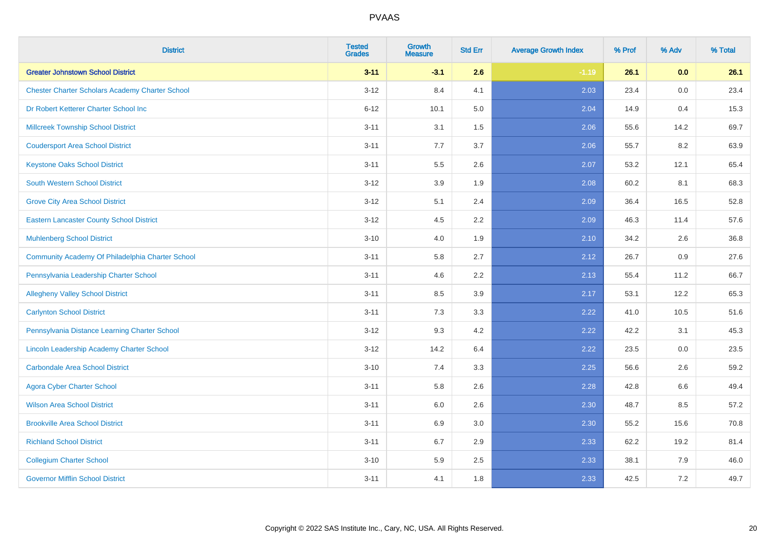# PVAAS

| District | Tested Grades | Growth Measure | Std Err | Average Growth Index | % Prof | % Adv | % Total |
|---|---|---|---|---|---|---|---|
| **Greater Johnstown School District** | **3-11** | **-3.1** | **2.6** | **-1.19** | **26.1** | **0.0** | **26.1** |
| Chester Charter Scholars Academy Charter School | 3-12 | 8.4 | 4.1 | 2.03 | 23.4 | 0.0 | 23.4 |
| Dr Robert Ketterer Charter School Inc | 6-12 | 10.1 | 5.0 | 2.04 | 14.9 | 0.4 | 15.3 |
| Millcreek Township School District | 3-11 | 3.1 | 1.5 | 2.06 | 55.6 | 14.2 | 69.7 |
| Coudersport Area School District | 3-11 | 7.7 | 3.7 | 2.06 | 55.7 | 8.2 | 63.9 |
| Keystone Oaks School District | 3-11 | 5.5 | 2.6 | 2.07 | 53.2 | 12.1 | 65.4 |
| South Western School District | 3-12 | 3.9 | 1.9 | 2.08 | 60.2 | 8.1 | 68.3 |
| Grove City Area School District | 3-12 | 5.1 | 2.4 | 2.09 | 36.4 | 16.5 | 52.8 |
| Eastern Lancaster County School District | 3-12 | 4.5 | 2.2 | 2.09 | 46.3 | 11.4 | 57.6 |
| Muhlenberg School District | 3-10 | 4.0 | 1.9 | 2.10 | 34.2 | 2.6 | 36.8 |
| Community Academy Of Philadelphia Charter School | 3-11 | 5.8 | 2.7 | 2.12 | 26.7 | 0.9 | 27.6 |
| Pennsylvania Leadership Charter School | 3-11 | 4.6 | 2.2 | 2.13 | 55.4 | 11.2 | 66.7 |
| Allegheny Valley School District | 3-11 | 8.5 | 3.9 | 2.17 | 53.1 | 12.2 | 65.3 |
| Carlynton School District | 3-11 | 7.3 | 3.3 | 2.22 | 41.0 | 10.5 | 51.6 |
| Pennsylvania Distance Learning Charter School | 3-12 | 9.3 | 4.2 | 2.22 | 42.2 | 3.1 | 45.3 |
| Lincoln Leadership Academy Charter School | 3-12 | 14.2 | 6.4 | 2.22 | 23.5 | 0.0 | 23.5 |
| Carbondale Area School District | 3-10 | 7.4 | 3.3 | 2.25 | 56.6 | 2.6 | 59.2 |
| Agora Cyber Charter School | 3-11 | 5.8 | 2.6 | 2.28 | 42.8 | 6.6 | 49.4 |
| Wilson Area School District | 3-11 | 6.0 | 2.6 | 2.30 | 48.7 | 8.5 | 57.2 |
| Brookville Area School District | 3-11 | 6.9 | 3.0 | 2.30 | 55.2 | 15.6 | 70.8 |
| Richland School District | 3-11 | 6.7 | 2.9 | 2.33 | 62.2 | 19.2 | 81.4 |
| Collegium Charter School | 3-10 | 5.9 | 2.5 | 2.33 | 38.1 | 7.9 | 46.0 |
| Governor Mifflin School District | 3-11 | 4.1 | 1.8 | 2.33 | 42.5 | 7.2 | 49.7 |

Copyright © 2022 SAS Institute Inc., Cary, NC, USA. All Rights Reserved.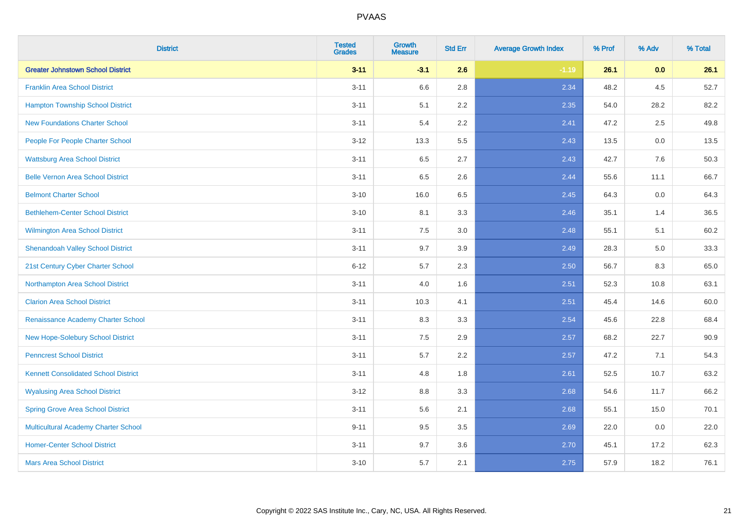| District | Tested Grades | Growth Measure | Std Err | Average Growth Index | % Prof | % Adv | % Total |
|---|---|---|---|---|---|---|---|
| **Greater Johnstown School District** | **3-11** | **-3.1** | **2.6** | **-1.19** | **26.1** | **0.0** | **26.1** |
| Franklin Area School District | 3-11 | 6.6 | 2.8 | 2.34 | 48.2 | 4.5 | 52.7 |
| Hampton Township School District | 3-11 | 5.1 | 2.2 | 2.35 | 54.0 | 28.2 | 82.2 |
| New Foundations Charter School | 3-11 | 5.4 | 2.2 | 2.41 | 47.2 | 2.5 | 49.8 |
| People For People Charter School | 3-12 | 13.3 | 5.5 | 2.43 | 13.5 | 0.0 | 13.5 |
| Wattsburg Area School District | 3-11 | 6.5 | 2.7 | 2.43 | 42.7 | 7.6 | 50.3 |
| Belle Vernon Area School District | 3-11 | 6.5 | 2.6 | 2.44 | 55.6 | 11.1 | 66.7 |
| Belmont Charter School | 3-10 | 16.0 | 6.5 | 2.45 | 64.3 | 0.0 | 64.3 |
| Bethlehem-Center School District | 3-10 | 8.1 | 3.3 | 2.46 | 35.1 | 1.4 | 36.5 |
| Wilmington Area School District | 3-11 | 7.5 | 3.0 | 2.48 | 55.1 | 5.1 | 60.2 |
| Shenandoah Valley School District | 3-11 | 9.7 | 3.9 | 2.49 | 28.3 | 5.0 | 33.3 |
| 21st Century Cyber Charter School | 6-12 | 5.7 | 2.3 | 2.50 | 56.7 | 8.3 | 65.0 |
| Northampton Area School District | 3-11 | 4.0 | 1.6 | 2.51 | 52.3 | 10.8 | 63.1 |
| Clarion Area School District | 3-11 | 10.3 | 4.1 | 2.51 | 45.4 | 14.6 | 60.0 |
| Renaissance Academy Charter School | 3-11 | 8.3 | 3.3 | 2.54 | 45.6 | 22.8 | 68.4 |
| New Hope-Solebury School District | 3-11 | 7.5 | 2.9 | 2.57 | 68.2 | 22.7 | 90.9 |
| Penncrest School District | 3-11 | 5.7 | 2.2 | 2.57 | 47.2 | 7.1 | 54.3 |
| Kennett Consolidated School District | 3-11 | 4.8 | 1.8 | 2.61 | 52.5 | 10.7 | 63.2 |
| Wyalusing Area School District | 3-12 | 8.8 | 3.3 | 2.68 | 54.6 | 11.7 | 66.2 |
| Spring Grove Area School District | 3-11 | 5.6 | 2.1 | 2.68 | 55.1 | 15.0 | 70.1 |
| Multicultural Academy Charter School | 9-11 | 9.5 | 3.5 | 2.69 | 22.0 | 0.0 | 22.0 |
| Homer-Center School District | 3-11 | 9.7 | 3.6 | 2.70 | 45.1 | 17.2 | 62.3 |
| Mars Area School District | 3-10 | 5.7 | 2.1 | 2.75 | 57.9 | 18.2 | 76.1 |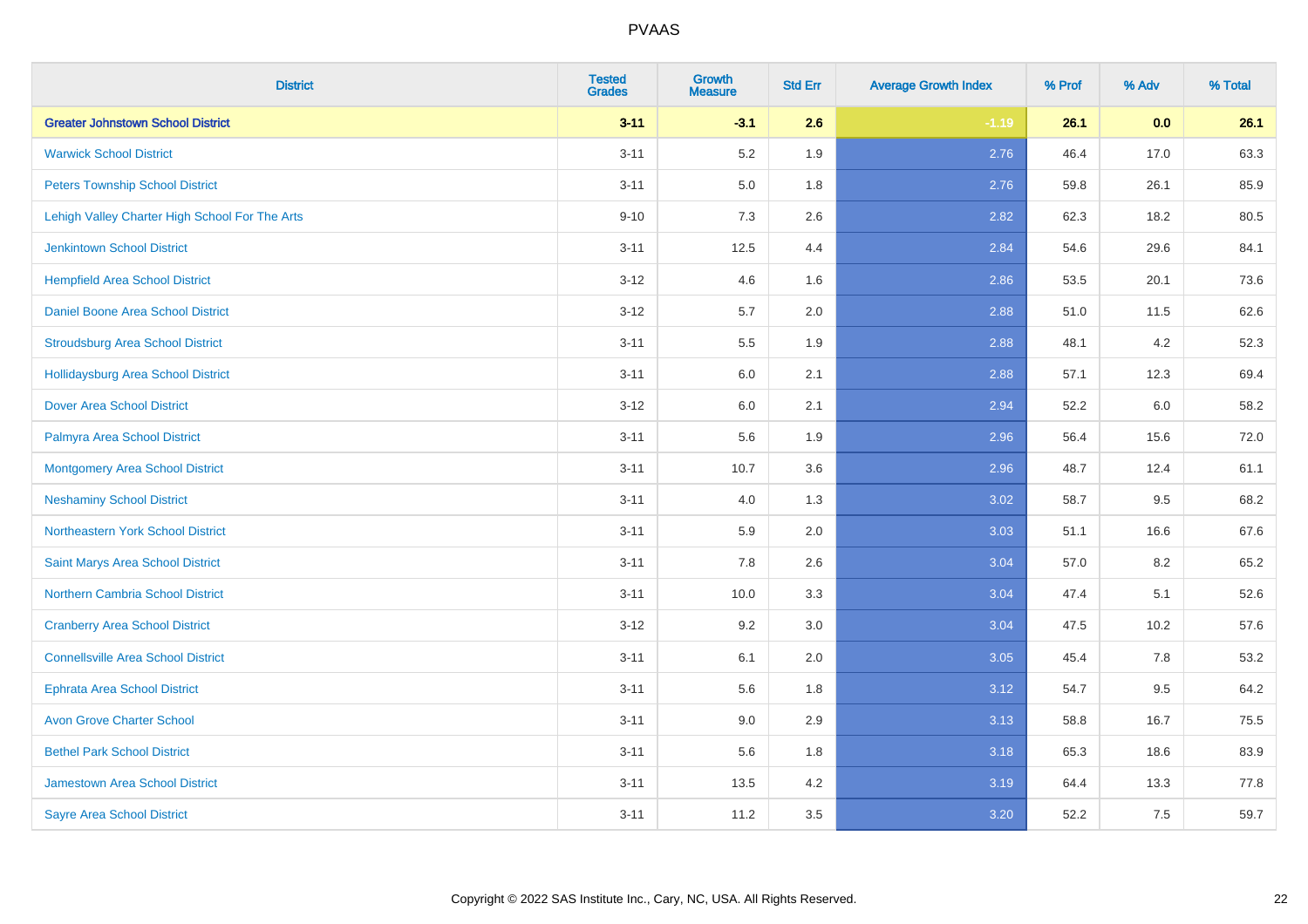# PVAAS

| District | Tested Grades | Growth Measure | Std Err | Average Growth Index | % Prof | % Adv | % Total |
|---|---|---|---|---|---|---|---|
| **Greater Johnstown School District** | **3-11** | **-3.1** | **2.6** | **-1.19** | **26.1** | **0.0** | **26.1** |
| Warwick School District | 3-11 | 5.2 | 1.9 | 2.76 | 46.4 | 17.0 | 63.3 |
| Peters Township School District | 3-11 | 5.0 | 1.8 | 2.76 | 59.8 | 26.1 | 85.9 |
| Lehigh Valley Charter High School For The Arts | 9-10 | 7.3 | 2.6 | 2.82 | 62.3 | 18.2 | 80.5 |
| Jenkintown School District | 3-11 | 12.5 | 4.4 | 2.84 | 54.6 | 29.6 | 84.1 |
| Hempfield Area School District | 3-12 | 4.6 | 1.6 | 2.86 | 53.5 | 20.1 | 73.6 |
| Daniel Boone Area School District | 3-12 | 5.7 | 2.0 | 2.88 | 51.0 | 11.5 | 62.6 |
| Stroudsburg Area School District | 3-11 | 5.5 | 1.9 | 2.88 | 48.1 | 4.2 | 52.3 |
| Hollidaysburg Area School District | 3-11 | 6.0 | 2.1 | 2.88 | 57.1 | 12.3 | 69.4 |
| Dover Area School District | 3-12 | 6.0 | 2.1 | 2.94 | 52.2 | 6.0 | 58.2 |
| Palmyra Area School District | 3-11 | 5.6 | 1.9 | 2.96 | 56.4 | 15.6 | 72.0 |
| Montgomery Area School District | 3-11 | 10.7 | 3.6 | 2.96 | 48.7 | 12.4 | 61.1 |
| Neshaminy School District | 3-11 | 4.0 | 1.3 | 3.02 | 58.7 | 9.5 | 68.2 |
| Northeastern York School District | 3-11 | 5.9 | 2.0 | 3.03 | 51.1 | 16.6 | 67.6 |
| Saint Marys Area School District | 3-11 | 7.8 | 2.6 | 3.04 | 57.0 | 8.2 | 65.2 |
| Northern Cambria School District | 3-11 | 10.0 | 3.3 | 3.04 | 47.4 | 5.1 | 52.6 |
| Cranberry Area School District | 3-12 | 9.2 | 3.0 | 3.04 | 47.5 | 10.2 | 57.6 |
| Connellsville Area School District | 3-11 | 6.1 | 2.0 | 3.05 | 45.4 | 7.8 | 53.2 |
| Ephrata Area School District | 3-11 | 5.6 | 1.8 | 3.12 | 54.7 | 9.5 | 64.2 |
| Avon Grove Charter School | 3-11 | 9.0 | 2.9 | 3.13 | 58.8 | 16.7 | 75.5 |
| Bethel Park School District | 3-11 | 5.6 | 1.8 | 3.18 | 65.3 | 18.6 | 83.9 |
| Jamestown Area School District | 3-11 | 13.5 | 4.2 | 3.19 | 64.4 | 13.3 | 77.8 |
| Sayre Area School District | 3-11 | 11.2 | 3.5 | 3.20 | 52.2 | 7.5 | 59.7 |

Copyright © 2022 SAS Institute Inc., Cary, NC, USA. All Rights Reserved.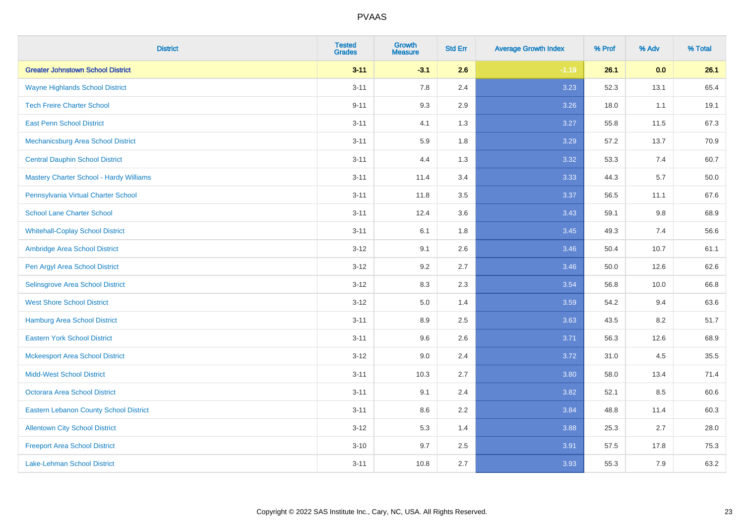| District | Tested Grades | Growth Measure | Std Err | Average Growth Index | % Prof | % Adv | % Total |
|---|---|---|---|---|---|---|---|
| **Greater Johnstown School District** | **3-11** | **-3.1** | **2.6** | **-1.19** | **26.1** | **0.0** | **26.1** |
| Wayne Highlands School District | 3-11 | 7.8 | 2.4 | 3.23 | 52.3 | 13.1 | 65.4 |
| Tech Freire Charter School | 9-11 | 9.3 | 2.9 | 3.26 | 18.0 | 1.1 | 19.1 |
| East Penn School District | 3-11 | 4.1 | 1.3 | 3.27 | 55.8 | 11.5 | 67.3 |
| Mechanicsburg Area School District | 3-11 | 5.9 | 1.8 | 3.29 | 57.2 | 13.7 | 70.9 |
| Central Dauphin School District | 3-11 | 4.4 | 1.3 | 3.32 | 53.3 | 7.4 | 60.7 |
| Mastery Charter School - Hardy Williams | 3-11 | 11.4 | 3.4 | 3.33 | 44.3 | 5.7 | 50.0 |
| Pennsylvania Virtual Charter School | 3-11 | 11.8 | 3.5 | 3.37 | 56.5 | 11.1 | 67.6 |
| School Lane Charter School | 3-11 | 12.4 | 3.6 | 3.43 | 59.1 | 9.8 | 68.9 |
| Whitehall-Coplay School District | 3-11 | 6.1 | 1.8 | 3.45 | 49.3 | 7.4 | 56.6 |
| Ambridge Area School District | 3-12 | 9.1 | 2.6 | 3.46 | 50.4 | 10.7 | 61.1 |
| Pen Argyl Area School District | 3-12 | 9.2 | 2.7 | 3.46 | 50.0 | 12.6 | 62.6 |
| Selinsgrove Area School District | 3-12 | 8.3 | 2.3 | 3.54 | 56.8 | 10.0 | 66.8 |
| West Shore School District | 3-12 | 5.0 | 1.4 | 3.59 | 54.2 | 9.4 | 63.6 |
| Hamburg Area School District | 3-11 | 8.9 | 2.5 | 3.63 | 43.5 | 8.2 | 51.7 |
| Eastern York School District | 3-11 | 9.6 | 2.6 | 3.71 | 56.3 | 12.6 | 68.9 |
| Mckeesport Area School District | 3-12 | 9.0 | 2.4 | 3.72 | 31.0 | 4.5 | 35.5 |
| Midd-West School District | 3-11 | 10.3 | 2.7 | 3.80 | 58.0 | 13.4 | 71.4 |
| Octorara Area School District | 3-11 | 9.1 | 2.4 | 3.82 | 52.1 | 8.5 | 60.6 |
| Eastern Lebanon County School District | 3-11 | 8.6 | 2.2 | 3.84 | 48.8 | 11.4 | 60.3 |
| Allentown City School District | 3-12 | 5.3 | 1.4 | 3.88 | 25.3 | 2.7 | 28.0 |
| Freeport Area School District | 3-10 | 9.7 | 2.5 | 3.91 | 57.5 | 17.8 | 75.3 |
| Lake-Lehman School District | 3-11 | 10.8 | 2.7 | 3.93 | 55.3 | 7.9 | 63.2 |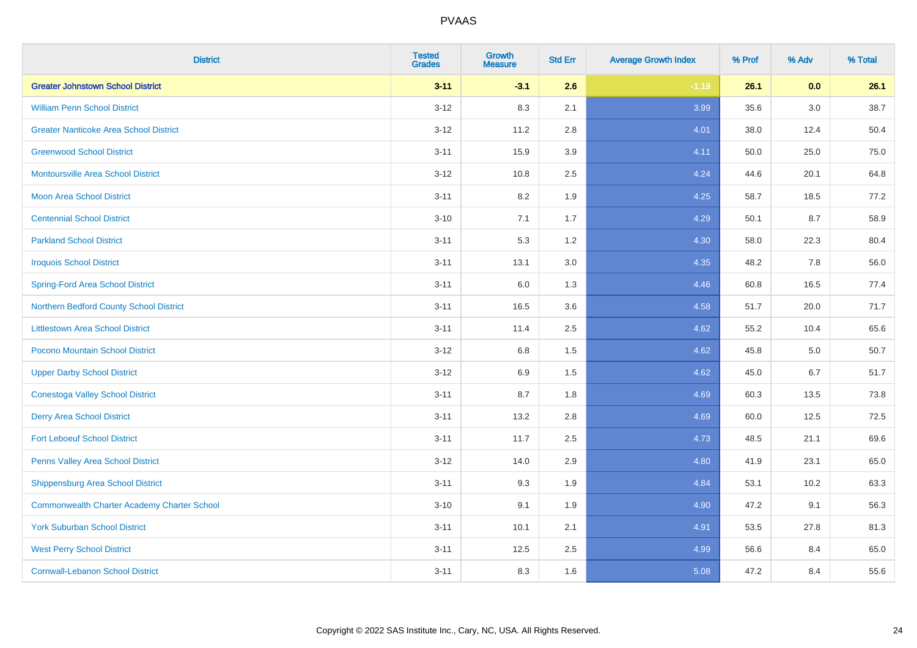# PVAAS

| District | Tested Grades | Growth Measure | Std Err | Average Growth Index | % Prof | % Adv | % Total |
|---|---|---|---|---|---|---|---|
| **Greater Johnstown School District** | **3-11** | **-3.1** | **2.6** | **-1.19** | **26.1** | **0.0** | **26.1** |
| William Penn School District | 3-12 | 8.3 | 2.1 | 3.99 | 35.6 | 3.0 | 38.7 |
| Greater Nanticoke Area School District | 3-12 | 11.2 | 2.8 | 4.01 | 38.0 | 12.4 | 50.4 |
| Greenwood School District | 3-11 | 15.9 | 3.9 | 4.11 | 50.0 | 25.0 | 75.0 |
| Montoursville Area School District | 3-12 | 10.8 | 2.5 | 4.24 | 44.6 | 20.1 | 64.8 |
| Moon Area School District | 3-11 | 8.2 | 1.9 | 4.25 | 58.7 | 18.5 | 77.2 |
| Centennial School District | 3-10 | 7.1 | 1.7 | 4.29 | 50.1 | 8.7 | 58.9 |
| Parkland School District | 3-11 | 5.3 | 1.2 | 4.30 | 58.0 | 22.3 | 80.4 |
| Iroquois School District | 3-11 | 13.1 | 3.0 | 4.35 | 48.2 | 7.8 | 56.0 |
| Spring-Ford Area School District | 3-11 | 6.0 | 1.3 | 4.46 | 60.8 | 16.5 | 77.4 |
| Northern Bedford County School District | 3-11 | 16.5 | 3.6 | 4.58 | 51.7 | 20.0 | 71.7 |
| Littlestown Area School District | 3-11 | 11.4 | 2.5 | 4.62 | 55.2 | 10.4 | 65.6 |
| Pocono Mountain School District | 3-12 | 6.8 | 1.5 | 4.62 | 45.8 | 5.0 | 50.7 |
| Upper Darby School District | 3-12 | 6.9 | 1.5 | 4.62 | 45.0 | 6.7 | 51.7 |
| Conestoga Valley School District | 3-11 | 8.7 | 1.8 | 4.69 | 60.3 | 13.5 | 73.8 |
| Derry Area School District | 3-11 | 13.2 | 2.8 | 4.69 | 60.0 | 12.5 | 72.5 |
| Fort Leboeuf School District | 3-11 | 11.7 | 2.5 | 4.73 | 48.5 | 21.1 | 69.6 |
| Penns Valley Area School District | 3-12 | 14.0 | 2.9 | 4.80 | 41.9 | 23.1 | 65.0 |
| Shippensburg Area School District | 3-11 | 9.3 | 1.9 | 4.84 | 53.1 | 10.2 | 63.3 |
| Commonwealth Charter Academy Charter School | 3-10 | 9.1 | 1.9 | 4.90 | 47.2 | 9.1 | 56.3 |
| York Suburban School District | 3-11 | 10.1 | 2.1 | 4.91 | 53.5 | 27.8 | 81.3 |
| West Perry School District | 3-11 | 12.5 | 2.5 | 4.99 | 56.6 | 8.4 | 65.0 |
| Cornwall-Lebanon School District | 3-11 | 8.3 | 1.6 | 5.08 | 47.2 | 8.4 | 55.6 |

Copyright © 2022 SAS Institute Inc., Cary, NC, USA. All Rights Reserved.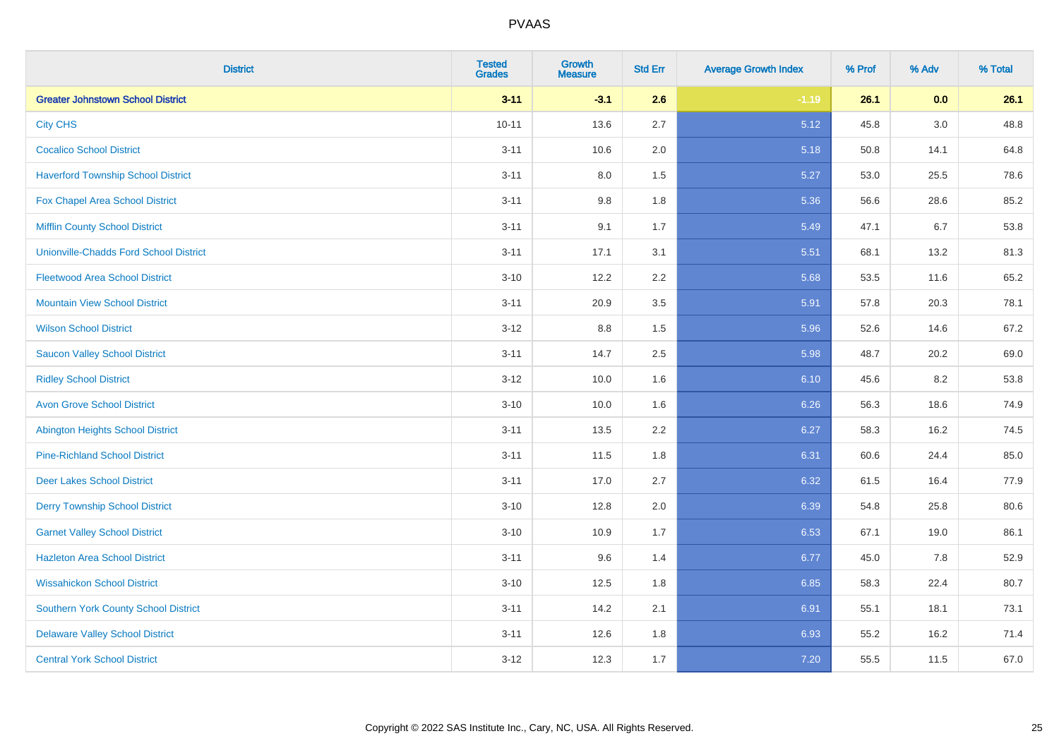| District | Tested Grades | Growth Measure | Std Err | Average Growth Index | % Prof | % Adv | % Total |
|---|---|---|---|---|---|---|---|
| **Greater Johnstown School District** | **3-11** | **-3.1** | **2.6** | **-1.19** | **26.1** | **0.0** | **26.1** |
| City CHS | 10-11 | 13.6 | 2.7 | 5.12 | 45.8 | 3.0 | 48.8 |
| Cocalico School District | 3-11 | 10.6 | 2.0 | 5.18 | 50.8 | 14.1 | 64.8 |
| Haverford Township School District | 3-11 | 8.0 | 1.5 | 5.27 | 53.0 | 25.5 | 78.6 |
| Fox Chapel Area School District | 3-11 | 9.8 | 1.8 | 5.36 | 56.6 | 28.6 | 85.2 |
| Mifflin County School District | 3-11 | 9.1 | 1.7 | 5.49 | 47.1 | 6.7 | 53.8 |
| Unionville-Chadds Ford School District | 3-11 | 17.1 | 3.1 | 5.51 | 68.1 | 13.2 | 81.3 |
| Fleetwood Area School District | 3-10 | 12.2 | 2.2 | 5.68 | 53.5 | 11.6 | 65.2 |
| Mountain View School District | 3-11 | 20.9 | 3.5 | 5.91 | 57.8 | 20.3 | 78.1 |
| Wilson School District | 3-12 | 8.8 | 1.5 | 5.96 | 52.6 | 14.6 | 67.2 |
| Saucon Valley School District | 3-11 | 14.7 | 2.5 | 5.98 | 48.7 | 20.2 | 69.0 |
| Ridley School District | 3-12 | 10.0 | 1.6 | 6.10 | 45.6 | 8.2 | 53.8 |
| Avon Grove School District | 3-10 | 10.0 | 1.6 | 6.26 | 56.3 | 18.6 | 74.9 |
| Abington Heights School District | 3-11 | 13.5 | 2.2 | 6.27 | 58.3 | 16.2 | 74.5 |
| Pine-Richland School District | 3-11 | 11.5 | 1.8 | 6.31 | 60.6 | 24.4 | 85.0 |
| Deer Lakes School District | 3-11 | 17.0 | 2.7 | 6.32 | 61.5 | 16.4 | 77.9 |
| Derry Township School District | 3-10 | 12.8 | 2.0 | 6.39 | 54.8 | 25.8 | 80.6 |
| Garnet Valley School District | 3-10 | 10.9 | 1.7 | 6.53 | 67.1 | 19.0 | 86.1 |
| Hazleton Area School District | 3-11 | 9.6 | 1.4 | 6.77 | 45.0 | 7.8 | 52.9 |
| Wissahickon School District | 3-10 | 12.5 | 1.8 | 6.85 | 58.3 | 22.4 | 80.7 |
| Southern York County School District | 3-11 | 14.2 | 2.1 | 6.91 | 55.1 | 18.1 | 73.1 |
| Delaware Valley School District | 3-11 | 12.6 | 1.8 | 6.93 | 55.2 | 16.2 | 71.4 |
| Central York School District | 3-12 | 12.3 | 1.7 | 7.20 | 55.5 | 11.5 | 67.0 |

Copyright © 2022 SAS Institute Inc., Cary, NC, USA. All Rights Reserved.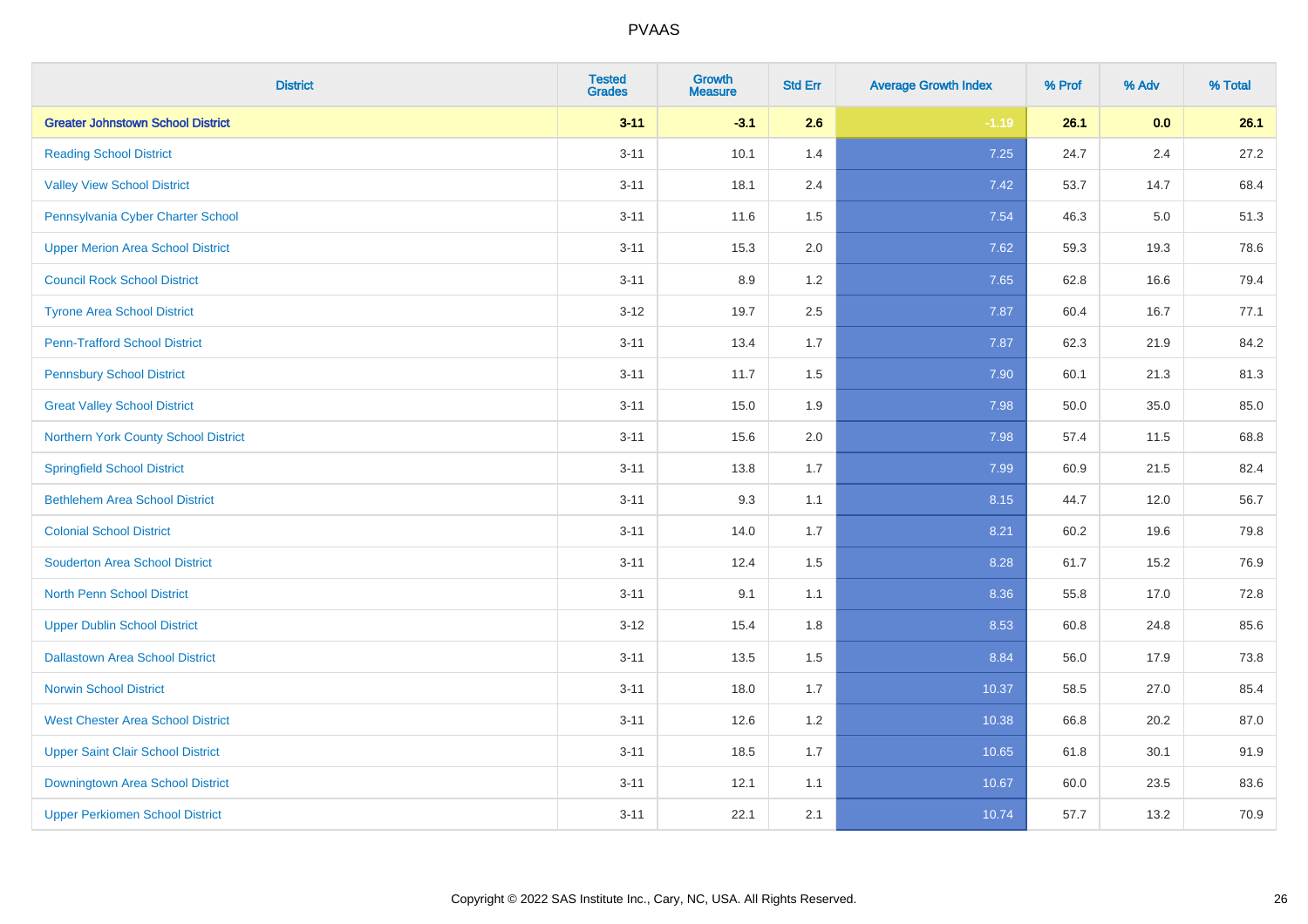# PVAAS

| District | Tested Grades | Growth Measure | Std Err | Average Growth Index | % Prof | % Adv | % Total |
|---|---|---|---|---|---|---|---|
| **Greater Johnstown School District** | **3-11** | **-3.1** | **2.6** | **-1.19** | **26.1** | **0.0** | **26.1** |
| Reading School District | 3-11 | 10.1 | 1.4 | 7.25 | 24.7 | 2.4 | 27.2 |
| Valley View School District | 3-11 | 18.1 | 2.4 | 7.42 | 53.7 | 14.7 | 68.4 |
| Pennsylvania Cyber Charter School | 3-11 | 11.6 | 1.5 | 7.54 | 46.3 | 5.0 | 51.3 |
| Upper Merion Area School District | 3-11 | 15.3 | 2.0 | 7.62 | 59.3 | 19.3 | 78.6 |
| Council Rock School District | 3-11 | 8.9 | 1.2 | 7.65 | 62.8 | 16.6 | 79.4 |
| Tyrone Area School District | 3-12 | 19.7 | 2.5 | 7.87 | 60.4 | 16.7 | 77.1 |
| Penn-Trafford School District | 3-11 | 13.4 | 1.7 | 7.87 | 62.3 | 21.9 | 84.2 |
| Pennsbury School District | 3-11 | 11.7 | 1.5 | 7.90 | 60.1 | 21.3 | 81.3 |
| Great Valley School District | 3-11 | 15.0 | 1.9 | 7.98 | 50.0 | 35.0 | 85.0 |
| Northern York County School District | 3-11 | 15.6 | 2.0 | 7.98 | 57.4 | 11.5 | 68.8 |
| Springfield School District | 3-11 | 13.8 | 1.7 | 7.99 | 60.9 | 21.5 | 82.4 |
| Bethlehem Area School District | 3-11 | 9.3 | 1.1 | 8.15 | 44.7 | 12.0 | 56.7 |
| Colonial School District | 3-11 | 14.0 | 1.7 | 8.21 | 60.2 | 19.6 | 79.8 |
| Souderton Area School District | 3-11 | 12.4 | 1.5 | 8.28 | 61.7 | 15.2 | 76.9 |
| North Penn School District | 3-11 | 9.1 | 1.1 | 8.36 | 55.8 | 17.0 | 72.8 |
| Upper Dublin School District | 3-12 | 15.4 | 1.8 | 8.53 | 60.8 | 24.8 | 85.6 |
| Dallastown Area School District | 3-11 | 13.5 | 1.5 | 8.84 | 56.0 | 17.9 | 73.8 |
| Norwin School District | 3-11 | 18.0 | 1.7 | 10.37 | 58.5 | 27.0 | 85.4 |
| West Chester Area School District | 3-11 | 12.6 | 1.2 | 10.38 | 66.8 | 20.2 | 87.0 |
| Upper Saint Clair School District | 3-11 | 18.5 | 1.7 | 10.65 | 61.8 | 30.1 | 91.9 |
| Downingtown Area School District | 3-11 | 12.1 | 1.1 | 10.67 | 60.0 | 23.5 | 83.6 |
| Upper Perkiomen School District | 3-11 | 22.1 | 2.1 | 10.74 | 57.7 | 13.2 | 70.9 |

Copyright © 2022 SAS Institute Inc., Cary, NC, USA. All Rights Reserved.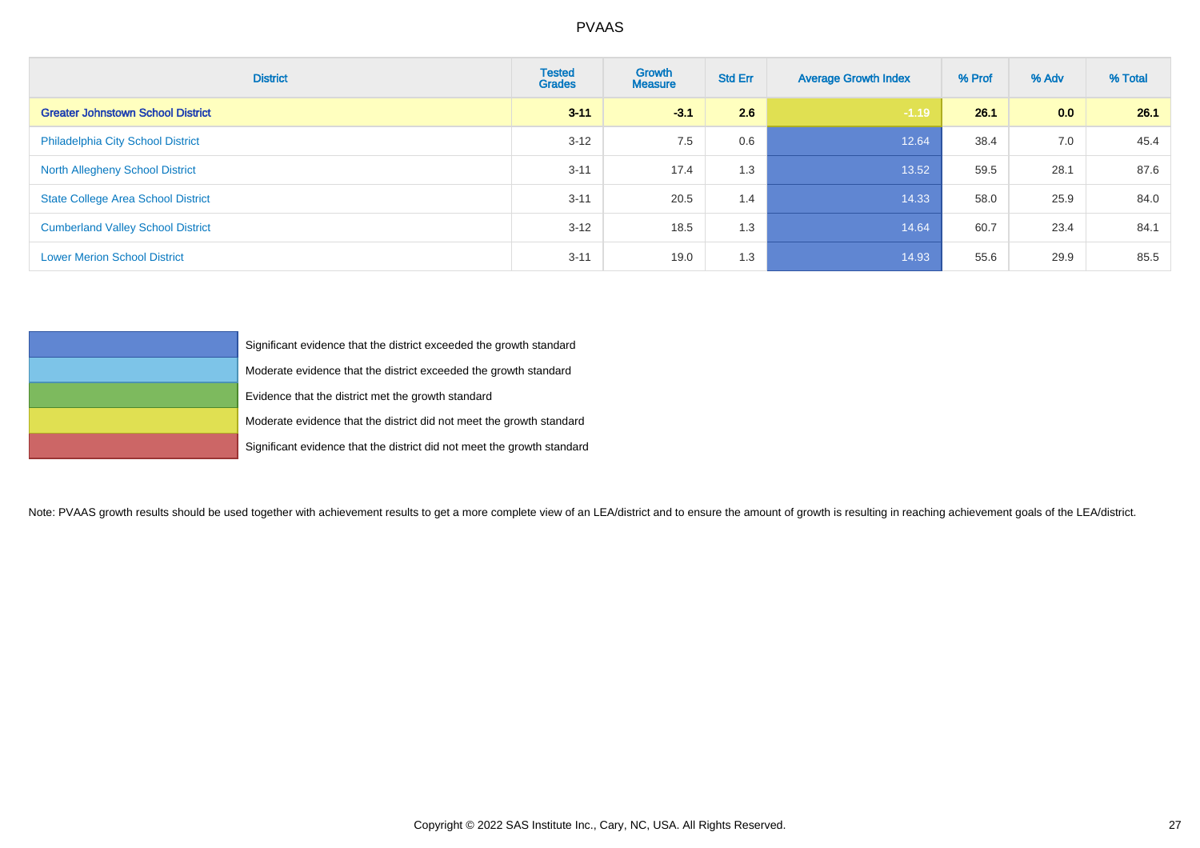PVAAS

| District | Tested Grades | Growth Measure | Std Err | Average Growth Index | % Prof | % Adv | % Total |
|---|---|---|---|---|---|---|---|
| **Greater Johnstown School District** | **3-11** | **-3.1** | **2.6** | **-1.19** | **26.1** | **0.0** | **26.1** |
| Philadelphia City School District | 3-12 | 7.5 | 0.6 | 12.64 | 38.4 | 7.0 | 45.4 |
| North Allegheny School District | 3-11 | 17.4 | 1.3 | 13.52 | 59.5 | 28.1 | 87.6 |
| State College Area School District | 3-11 | 20.5 | 1.4 | 14.33 | 58.0 | 25.9 | 84.0 |
| Cumberland Valley School District | 3-12 | 18.5 | 1.3 | 14.64 | 60.7 | 23.4 | 84.1 |
| Lower Merion School District | 3-11 | 19.0 | 1.3 | 14.93 | 55.6 | 29.9 | 85.5 |

Significant evidence that the district exceeded the growth standard

Moderate evidence that the district exceeded the growth standard

Evidence that the district met the growth standard

Moderate evidence that the district did not meet the growth standard

Significant evidence that the district did not meet the growth standard

Note: PVAAS growth results should be used together with achievement results to get a more complete view of an LEA/district and to ensure the amount of growth is resulting in reaching achievement goals of the LEA/district.

Copyright © 2022 SAS Institute Inc., Cary, NC, USA. All Rights Reserved.